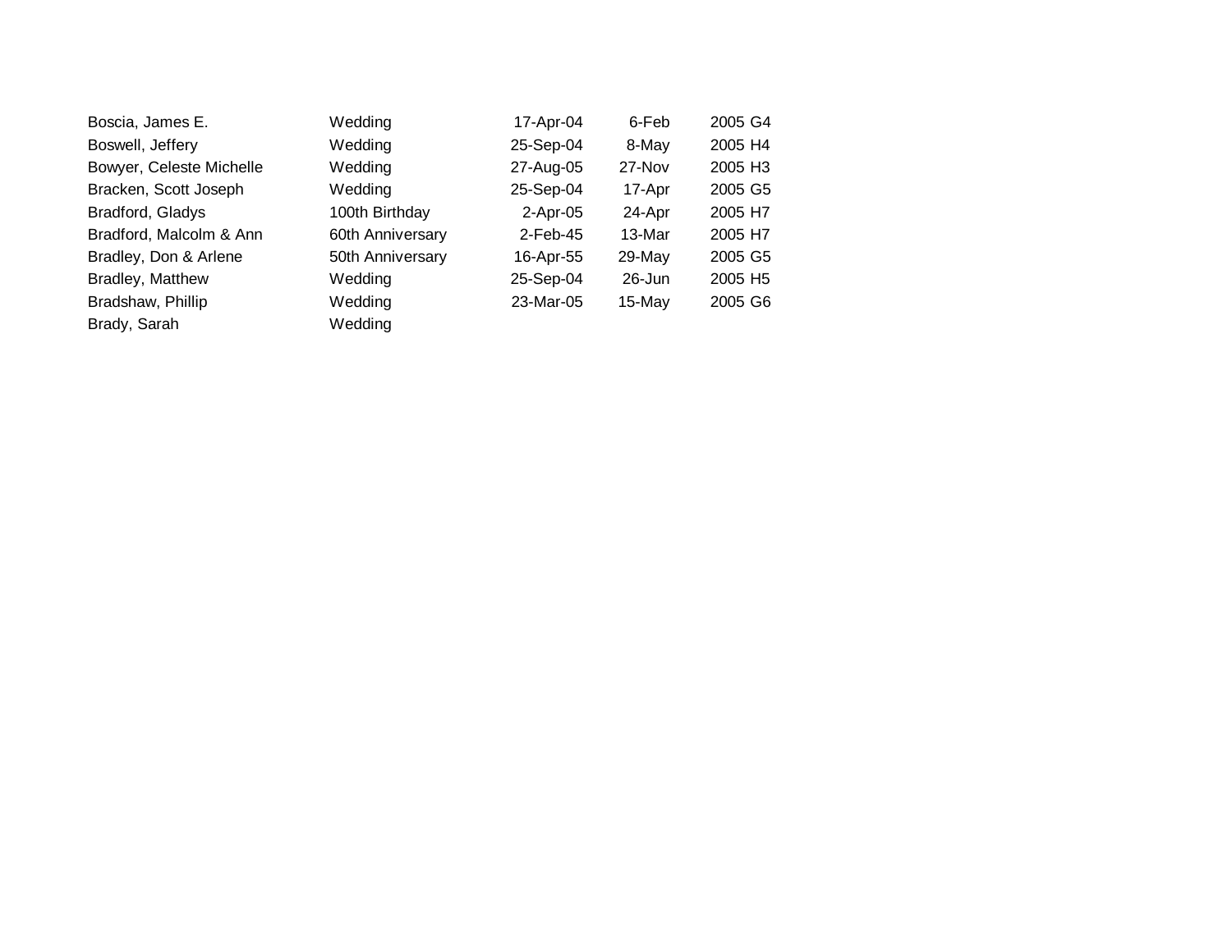| | | | | | |
|---|---|---|---|---|---|
| Boscia, James E. | Wedding | 17-Apr-04 | 6-Feb | 2005 | G4 |
| Boswell, Jeffery | Wedding | 25-Sep-04 | 8-May | 2005 | H4 |
| Bowyer, Celeste Michelle | Wedding | 27-Aug-05 | 27-Nov | 2005 | H3 |
| Bracken, Scott Joseph | Wedding | 25-Sep-04 | 17-Apr | 2005 | G5 |
| Bradford, Gladys | 100th Birthday | 2-Apr-05 | 24-Apr | 2005 | H7 |
| Bradford, Malcolm & Ann | 60th Anniversary | 2-Feb-45 | 13-Mar | 2005 | H7 |
| Bradley, Don & Arlene | 50th Anniversary | 16-Apr-55 | 29-May | 2005 | G5 |
| Bradley, Matthew | Wedding | 25-Sep-04 | 26-Jun | 2005 | H5 |
| Bradshaw, Phillip | Wedding | 23-Mar-05 | 15-May | 2005 | G6 |
| Brady, Sarah | Wedding | | | | |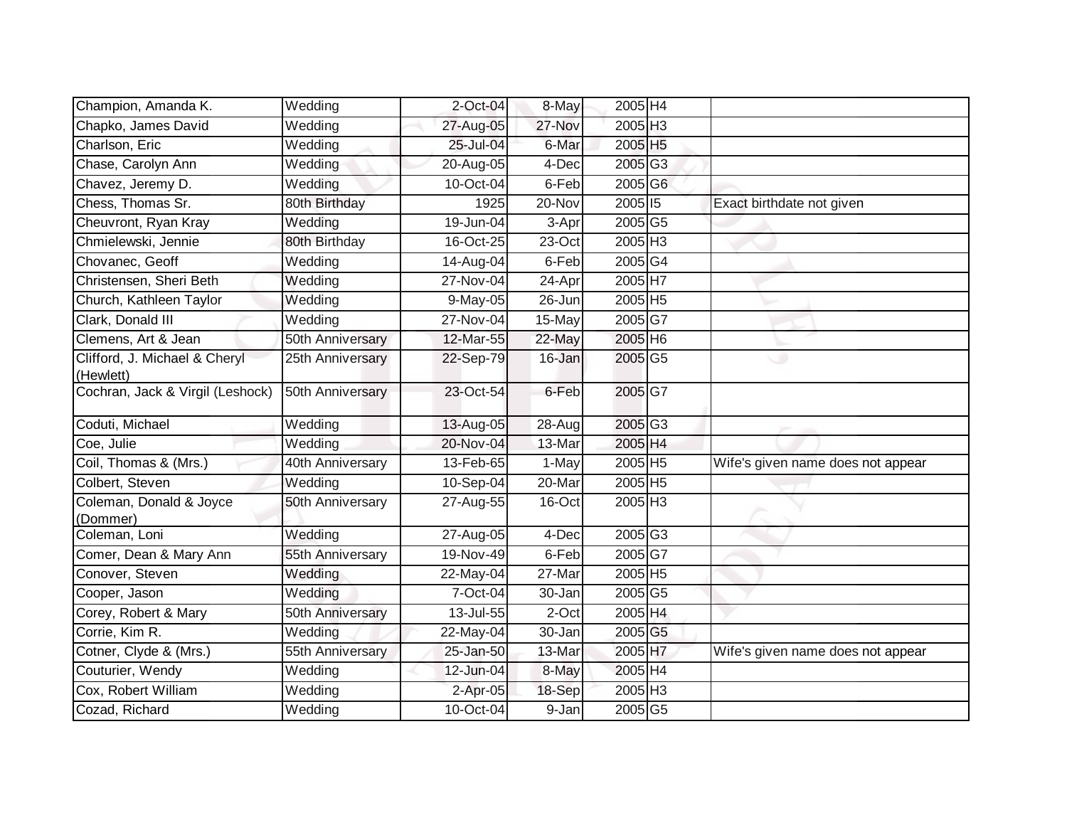| | | | | | | |
|---|---|---|---|---|---|---|
| Champion, Amanda K. | Wedding | 2-Oct-04 | 8-May | 2005 | H4 | |
| Chapko, James David | Wedding | 27-Aug-05 | 27-Nov | 2005 | H3 | |
| Charlson, Eric | Wedding | 25-Jul-04 | 6-Mar | 2005 | H5 | |
| Chase, Carolyn Ann | Wedding | 20-Aug-05 | 4-Dec | 2005 | G3 | |
| Chavez, Jeremy D. | Wedding | 10-Oct-04 | 6-Feb | 2005 | G6 | |
| Chess, Thomas Sr. | 80th Birthday | 1925 | 20-Nov | 2005 | I5 | Exact birthdate not given |
| Cheuvront, Ryan Kray | Wedding | 19-Jun-04 | 3-Apr | 2005 | G5 | |
| Chmielewski, Jennie | 80th Birthday | 16-Oct-25 | 23-Oct | 2005 | H3 | |
| Chovanec, Geoff | Wedding | 14-Aug-04 | 6-Feb | 2005 | G4 | |
| Christensen, Sheri Beth | Wedding | 27-Nov-04 | 24-Apr | 2005 | H7 | |
| Church, Kathleen Taylor | Wedding | 9-May-05 | 26-Jun | 2005 | H5 | |
| Clark, Donald III | Wedding | 27-Nov-04 | 15-May | 2005 | G7 | |
| Clemens, Art & Jean | 50th Anniversary | 12-Mar-55 | 22-May | 2005 | H6 | |
| Clifford, J. Michael & Cheryl (Hewlett) | 25th Anniversary | 22-Sep-79 | 16-Jan | 2005 | G5 | |
| Cochran, Jack & Virgil (Leshock) | 50th Anniversary | 23-Oct-54 | 6-Feb | 2005 | G7 | |
| Coduti, Michael | Wedding | 13-Aug-05 | 28-Aug | 2005 | G3 | |
| Coe, Julie | Wedding | 20-Nov-04 | 13-Mar | 2005 | H4 | |
| Coil, Thomas & (Mrs.) | 40th Anniversary | 13-Feb-65 | 1-May | 2005 | H5 | Wife's given name does not appear |
| Colbert, Steven | Wedding | 10-Sep-04 | 20-Mar | 2005 | H5 | |
| Coleman, Donald & Joyce (Dommer) | 50th Anniversary | 27-Aug-55 | 16-Oct | 2005 | H3 | |
| Coleman, Loni | Wedding | 27-Aug-05 | 4-Dec | 2005 | G3 | |
| Comer, Dean & Mary Ann | 55th Anniversary | 19-Nov-49 | 6-Feb | 2005 | G7 | |
| Conover, Steven | Wedding | 22-May-04 | 27-Mar | 2005 | H5 | |
| Cooper, Jason | Wedding | 7-Oct-04 | 30-Jan | 2005 | G5 | |
| Corey, Robert & Mary | 50th Anniversary | 13-Jul-55 | 2-Oct | 2005 | H4 | |
| Corrie, Kim R. | Wedding | 22-May-04 | 30-Jan | 2005 | G5 | |
| Cotner, Clyde & (Mrs.) | 55th Anniversary | 25-Jan-50 | 13-Mar | 2005 | H7 | Wife's given name does not appear |
| Couturier, Wendy | Wedding | 12-Jun-04 | 8-May | 2005 | H4 | |
| Cox, Robert William | Wedding | 2-Apr-05 | 18-Sep | 2005 | H3 | |
| Cozad, Richard | Wedding | 10-Oct-04 | 9-Jan | 2005 | G5 | |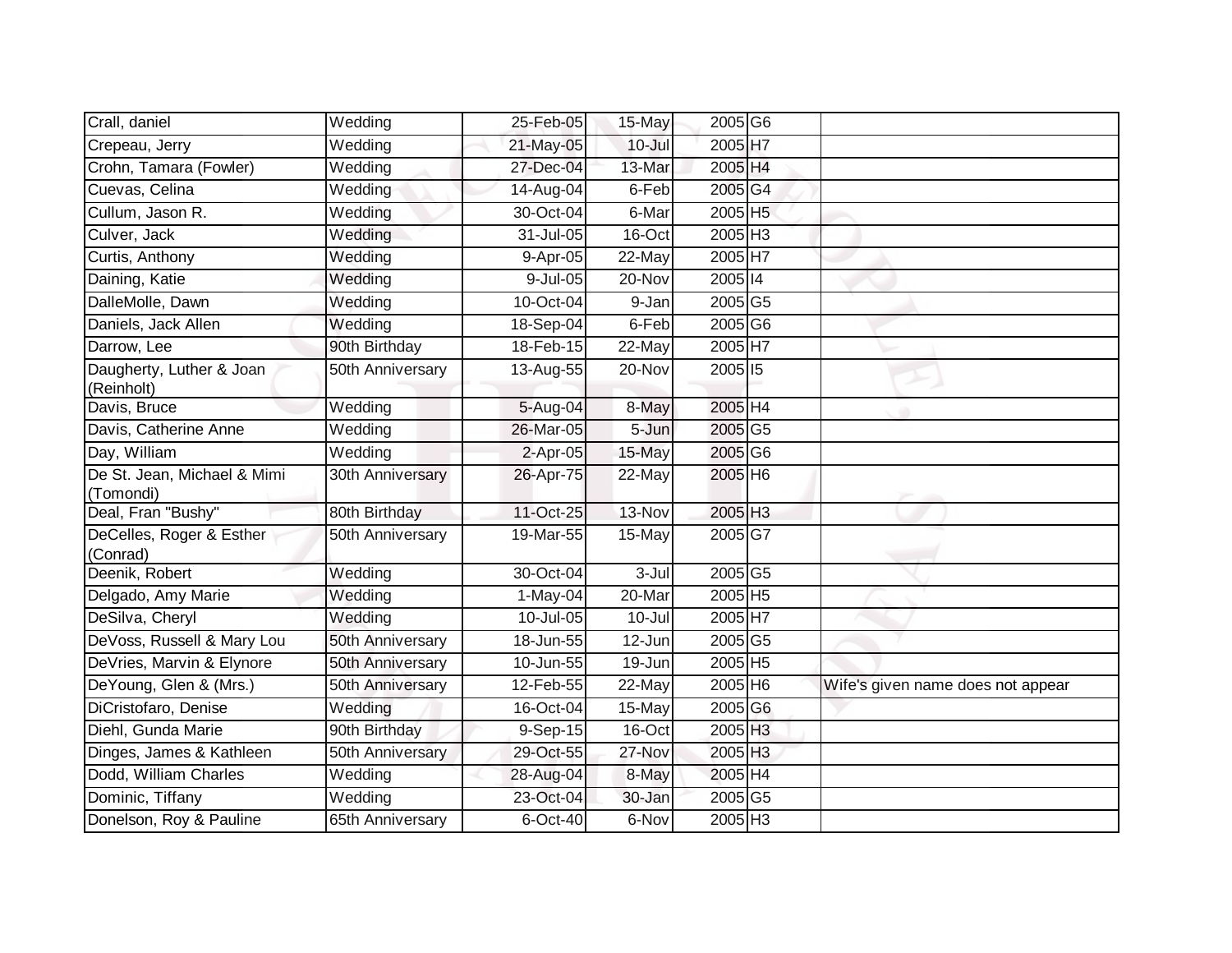| | | | | | | |
|---|---|---|---|---|---|---|
| Crall, daniel | Wedding | 25-Feb-05 | 15-May | 2005 | G6 | |
| Crepeau, Jerry | Wedding | 21-May-05 | 10-Jul | 2005 | H7 | |
| Crohn, Tamara (Fowler) | Wedding | 27-Dec-04 | 13-Mar | 2005 | H4 | |
| Cuevas, Celina | Wedding | 14-Aug-04 | 6-Feb | 2005 | G4 | |
| Cullum, Jason R. | Wedding | 30-Oct-04 | 6-Mar | 2005 | H5 | |
| Culver, Jack | Wedding | 31-Jul-05 | 16-Oct | 2005 | H3 | |
| Curtis, Anthony | Wedding | 9-Apr-05 | 22-May | 2005 | H7 | |
| Daining, Katie | Wedding | 9-Jul-05 | 20-Nov | 2005 | I4 | |
| DalleMolle, Dawn | Wedding | 10-Oct-04 | 9-Jan | 2005 | G5 | |
| Daniels, Jack Allen | Wedding | 18-Sep-04 | 6-Feb | 2005 | G6 | |
| Darrow, Lee | 90th Birthday | 18-Feb-15 | 22-May | 2005 | H7 | |
| Daugherty, Luther & Joan (Reinholt) | 50th Anniversary | 13-Aug-55 | 20-Nov | 2005 | I5 | |
| Davis, Bruce | Wedding | 5-Aug-04 | 8-May | 2005 | H4 | |
| Davis, Catherine Anne | Wedding | 26-Mar-05 | 5-Jun | 2005 | G5 | |
| Day, William | Wedding | 2-Apr-05 | 15-May | 2005 | G6 | |
| De St. Jean, Michael & Mimi (Tomondi) | 30th Anniversary | 26-Apr-75 | 22-May | 2005 | H6 | |
| Deal, Fran "Bushy" | 80th Birthday | 11-Oct-25 | 13-Nov | 2005 | H3 | |
| DeCelles, Roger & Esther (Conrad) | 50th Anniversary | 19-Mar-55 | 15-May | 2005 | G7 | |
| Deenik, Robert | Wedding | 30-Oct-04 | 3-Jul | 2005 | G5 | |
| Delgado, Amy Marie | Wedding | 1-May-04 | 20-Mar | 2005 | H5 | |
| DeSilva, Cheryl | Wedding | 10-Jul-05 | 10-Jul | 2005 | H7 | |
| DeVoss, Russell & Mary Lou | 50th Anniversary | 18-Jun-55 | 12-Jun | 2005 | G5 | |
| DeVries, Marvin & Elynore | 50th Anniversary | 10-Jun-55 | 19-Jun | 2005 | H5 | |
| DeYoung, Glen & (Mrs.) | 50th Anniversary | 12-Feb-55 | 22-May | 2005 | H6 | Wife's given name does not appear |
| DiCristofaro, Denise | Wedding | 16-Oct-04 | 15-May | 2005 | G6 | |
| Diehl, Gunda Marie | 90th Birthday | 9-Sep-15 | 16-Oct | 2005 | H3 | |
| Dinges, James & Kathleen | 50th Anniversary | 29-Oct-55 | 27-Nov | 2005 | H3 | |
| Dodd, William Charles | Wedding | 28-Aug-04 | 8-May | 2005 | H4 | |
| Dominic, Tiffany | Wedding | 23-Oct-04 | 30-Jan | 2005 | G5 | |
| Donelson, Roy & Pauline | 65th Anniversary | 6-Oct-40 | 6-Nov | 2005 | H3 | |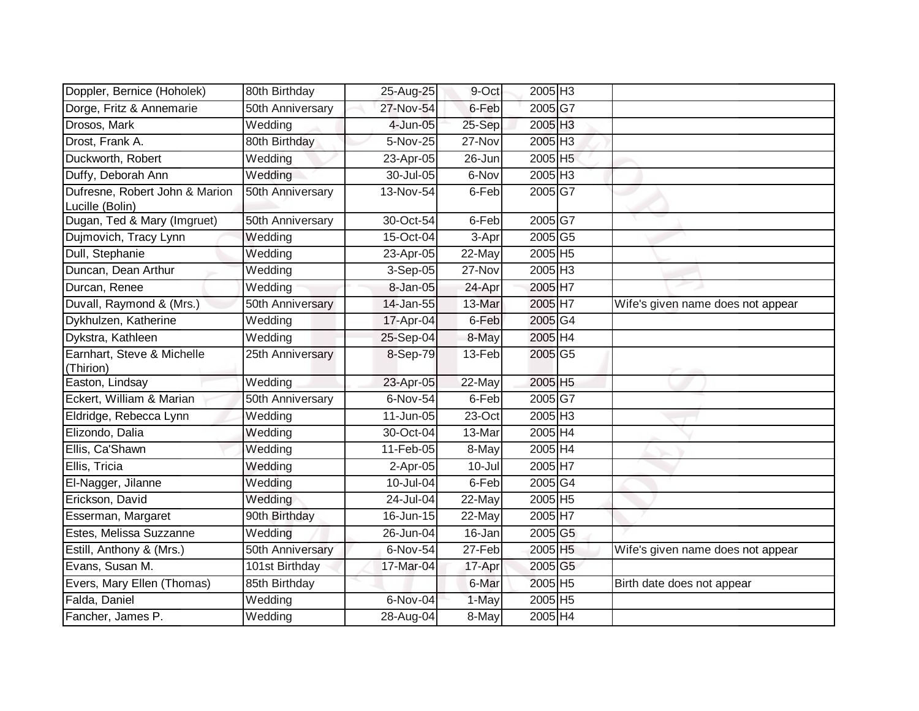| | | | | | | |
|---|---|---|---|---|---|---|
| Doppler, Bernice (Hoholek) | 80th Birthday | 25-Aug-25 | 9-Oct | 2005 | H3 | |
| Dorge, Fritz & Annemarie | 50th Anniversary | 27-Nov-54 | 6-Feb | 2005 | G7 | |
| Drosos, Mark | Wedding | 4-Jun-05 | 25-Sep | 2005 | H3 | |
| Drost, Frank A. | 80th Birthday | 5-Nov-25 | 27-Nov | 2005 | H3 | |
| Duckworth, Robert | Wedding | 23-Apr-05 | 26-Jun | 2005 | H5 | |
| Duffy, Deborah Ann | Wedding | 30-Jul-05 | 6-Nov | 2005 | H3 | |
| Dufresne, Robert John & Marion Lucille (Bolin) | 50th Anniversary | 13-Nov-54 | 6-Feb | 2005 | G7 | |
| Dugan, Ted & Mary (Imgruet) | 50th Anniversary | 30-Oct-54 | 6-Feb | 2005 | G7 | |
| Dujmovich, Tracy Lynn | Wedding | 15-Oct-04 | 3-Apr | 2005 | G5 | |
| Dull, Stephanie | Wedding | 23-Apr-05 | 22-May | 2005 | H5 | |
| Duncan, Dean Arthur | Wedding | 3-Sep-05 | 27-Nov | 2005 | H3 | |
| Durcan, Renee | Wedding | 8-Jan-05 | 24-Apr | 2005 | H7 | |
| Duvall, Raymond & (Mrs.) | 50th Anniversary | 14-Jan-55 | 13-Mar | 2005 | H7 | Wife's given name does not appear |
| Dykhulzen, Katherine | Wedding | 17-Apr-04 | 6-Feb | 2005 | G4 | |
| Dykstra, Kathleen | Wedding | 25-Sep-04 | 8-May | 2005 | H4 | |
| Earnhart, Steve & Michelle (Thirion) | 25th Anniversary | 8-Sep-79 | 13-Feb | 2005 | G5 | |
| Easton, Lindsay | Wedding | 23-Apr-05 | 22-May | 2005 | H5 | |
| Eckert, William & Marian | 50th Anniversary | 6-Nov-54 | 6-Feb | 2005 | G7 | |
| Eldridge, Rebecca Lynn | Wedding | 11-Jun-05 | 23-Oct | 2005 | H3 | |
| Elizondo, Dalia | Wedding | 30-Oct-04 | 13-Mar | 2005 | H4 | |
| Ellis, Ca'Shawn | Wedding | 11-Feb-05 | 8-May | 2005 | H4 | |
| Ellis, Tricia | Wedding | 2-Apr-05 | 10-Jul | 2005 | H7 | |
| El-Nagger, Jilanne | Wedding | 10-Jul-04 | 6-Feb | 2005 | G4 | |
| Erickson, David | Wedding | 24-Jul-04 | 22-May | 2005 | H5 | |
| Esserman, Margaret | 90th Birthday | 16-Jun-15 | 22-May | 2005 | H7 | |
| Estes, Melissa Suzzanne | Wedding | 26-Jun-04 | 16-Jan | 2005 | G5 | |
| Estill, Anthony & (Mrs.) | 50th Anniversary | 6-Nov-54 | 27-Feb | 2005 | H5 | Wife's given name does not appear |
| Evans, Susan M. | 101st Birthday | 17-Mar-04 | 17-Apr | 2005 | G5 | |
| Evers, Mary Ellen (Thomas) | 85th Birthday | | 6-Mar | 2005 | H5 | Birth date does not appear |
| Falda, Daniel | Wedding | 6-Nov-04 | 1-May | 2005 | H5 | |
| Fancher, James P. | Wedding | 28-Aug-04 | 8-May | 2005 | H4 | |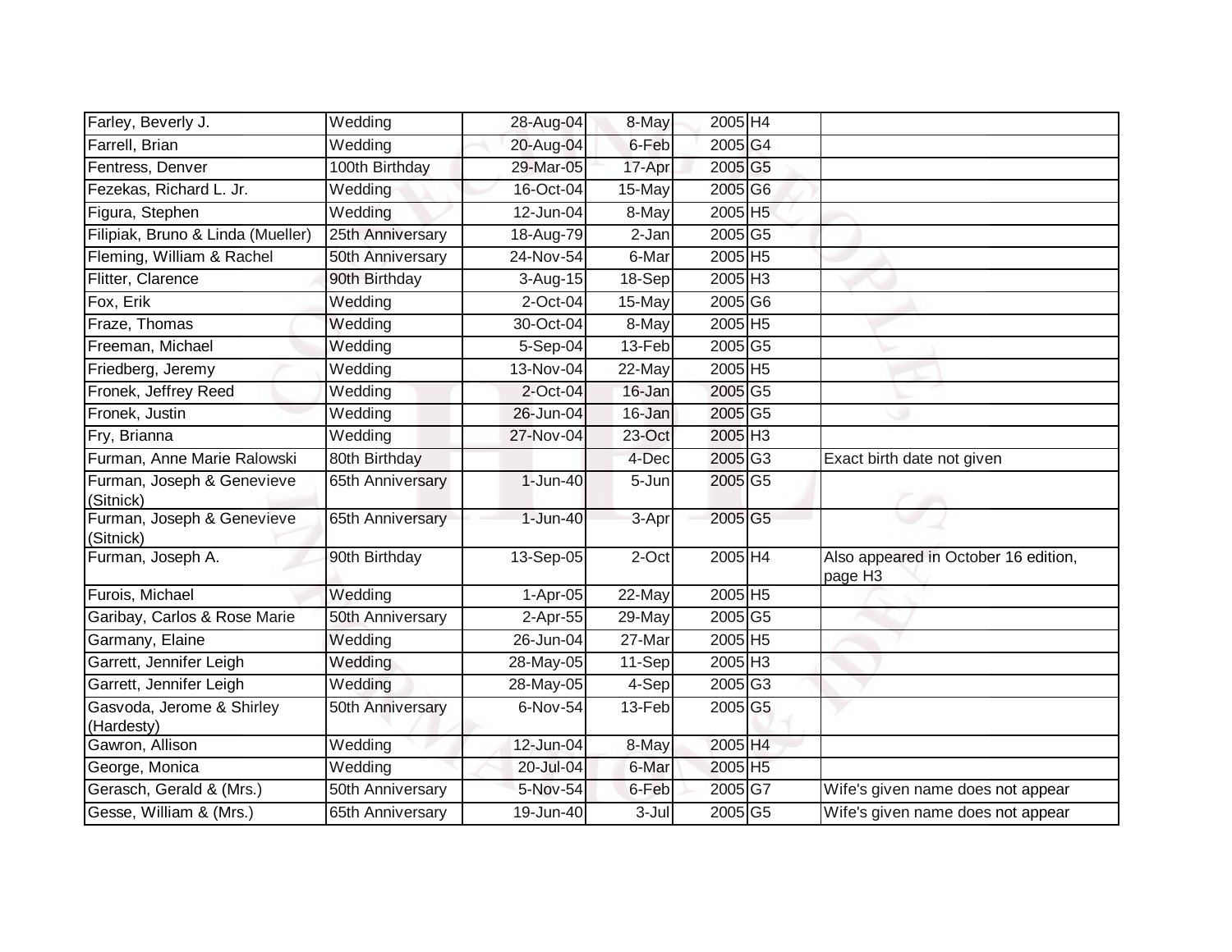| | | | | | | |
|---|---|---|---|---|---|---|
| Farley, Beverly J. | Wedding | 28-Aug-04 | 8-May | 2005 | H4 | |
| Farrell, Brian | Wedding | 20-Aug-04 | 6-Feb | 2005 | G4 | |
| Fentress, Denver | 100th Birthday | 29-Mar-05 | 17-Apr | 2005 | G5 | |
| Fezekas, Richard L. Jr. | Wedding | 16-Oct-04 | 15-May | 2005 | G6 | |
| Figura, Stephen | Wedding | 12-Jun-04 | 8-May | 2005 | H5 | |
| Filipiak, Bruno & Linda (Mueller) | 25th Anniversary | 18-Aug-79 | 2-Jan | 2005 | G5 | |
| Fleming, William & Rachel | 50th Anniversary | 24-Nov-54 | 6-Mar | 2005 | H5 | |
| Flitter, Clarence | 90th Birthday | 3-Aug-15 | 18-Sep | 2005 | H3 | |
| Fox, Erik | Wedding | 2-Oct-04 | 15-May | 2005 | G6 | |
| Fraze, Thomas | Wedding | 30-Oct-04 | 8-May | 2005 | H5 | |
| Freeman, Michael | Wedding | 5-Sep-04 | 13-Feb | 2005 | G5 | |
| Friedberg, Jeremy | Wedding | 13-Nov-04 | 22-May | 2005 | H5 | |
| Fronek, Jeffrey Reed | Wedding | 2-Oct-04 | 16-Jan | 2005 | G5 | |
| Fronek, Justin | Wedding | 26-Jun-04 | 16-Jan | 2005 | G5 | |
| Fry, Brianna | Wedding | 27-Nov-04 | 23-Oct | 2005 | H3 | |
| Furman, Anne Marie Ralowski | 80th Birthday | | 4-Dec | 2005 | G3 | Exact birth date not given |
| Furman, Joseph & Genevieve (Sitnick) | 65th Anniversary | 1-Jun-40 | 5-Jun | 2005 | G5 | |
| Furman, Joseph & Genevieve (Sitnick) | 65th Anniversary | 1-Jun-40 | 3-Apr | 2005 | G5 | |
| Furman, Joseph A. | 90th Birthday | 13-Sep-05 | 2-Oct | 2005 | H4 | Also appeared in October 16 edition, page H3 |
| Furois, Michael | Wedding | 1-Apr-05 | 22-May | 2005 | H5 | |
| Garibay, Carlos & Rose Marie | 50th Anniversary | 2-Apr-55 | 29-May | 2005 | G5 | |
| Garmany, Elaine | Wedding | 26-Jun-04 | 27-Mar | 2005 | H5 | |
| Garrett, Jennifer Leigh | Wedding | 28-May-05 | 11-Sep | 2005 | H3 | |
| Garrett, Jennifer Leigh | Wedding | 28-May-05 | 4-Sep | 2005 | G3 | |
| Gasvoda, Jerome & Shirley (Hardesty) | 50th Anniversary | 6-Nov-54 | 13-Feb | 2005 | G5 | |
| Gawron, Allison | Wedding | 12-Jun-04 | 8-May | 2005 | H4 | |
| George, Monica | Wedding | 20-Jul-04 | 6-Mar | 2005 | H5 | |
| Gerasch, Gerald & (Mrs.) | 50th Anniversary | 5-Nov-54 | 6-Feb | 2005 | G7 | Wife's given name does not appear |
| Gesse, William & (Mrs.) | 65th Anniversary | 19-Jun-40 | 3-Jul | 2005 | G5 | Wife's given name does not appear |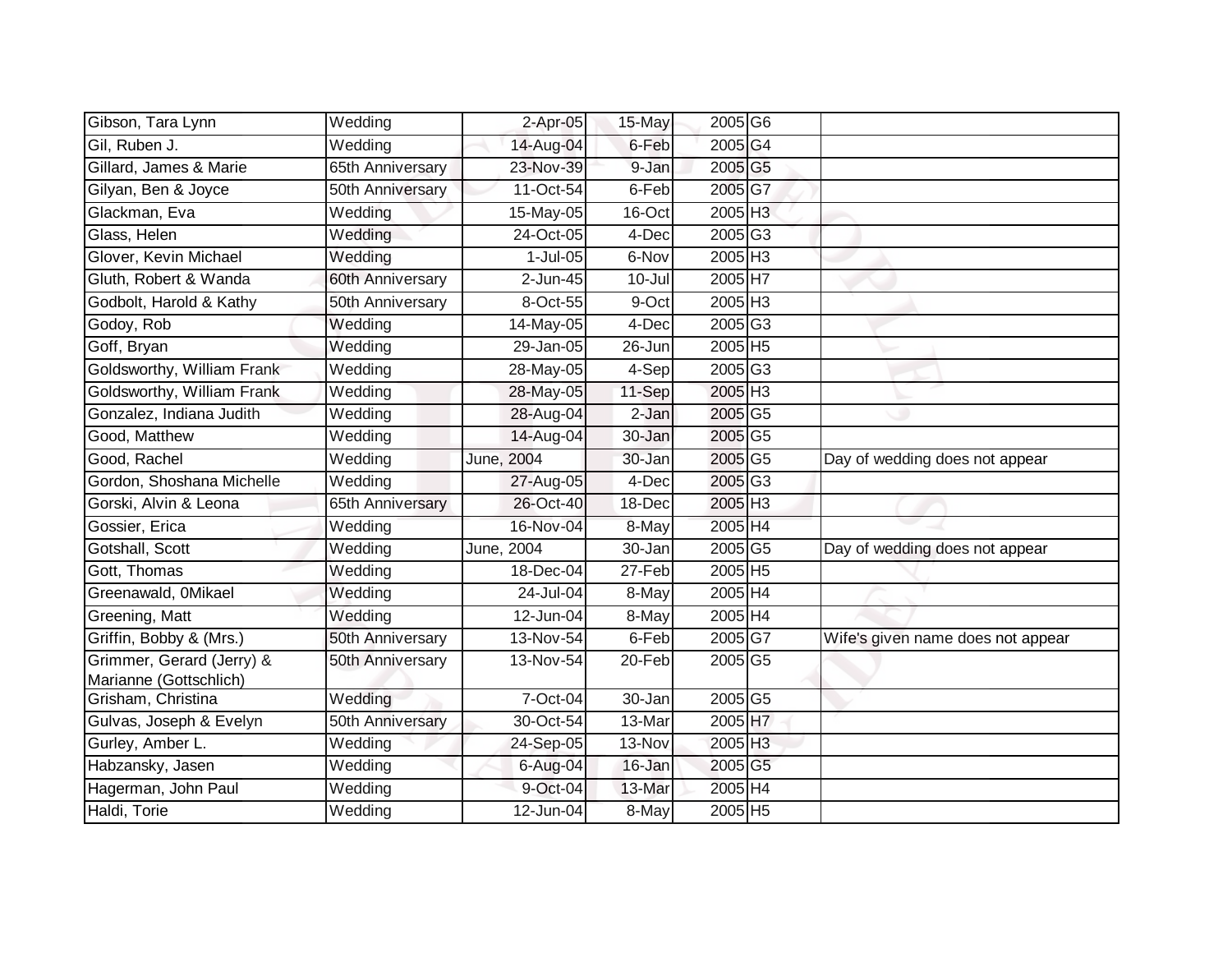| | | | | | | |
|---|---|---|---|---|---|---|
| Gibson, Tara Lynn | Wedding | 2-Apr-05 | 15-May | 2005 | G6 | |
| Gil, Ruben J. | Wedding | 14-Aug-04 | 6-Feb | 2005 | G4 | |
| Gillard, James & Marie | 65th Anniversary | 23-Nov-39 | 9-Jan | 2005 | G5 | |
| Gilyan, Ben & Joyce | 50th Anniversary | 11-Oct-54 | 6-Feb | 2005 | G7 | |
| Glackman, Eva | Wedding | 15-May-05 | 16-Oct | 2005 | H3 | |
| Glass, Helen | Wedding | 24-Oct-05 | 4-Dec | 2005 | G3 | |
| Glover, Kevin Michael | Wedding | 1-Jul-05 | 6-Nov | 2005 | H3 | |
| Gluth, Robert & Wanda | 60th Anniversary | 2-Jun-45 | 10-Jul | 2005 | H7 | |
| Godbolt, Harold & Kathy | 50th Anniversary | 8-Oct-55 | 9-Oct | 2005 | H3 | |
| Godoy, Rob | Wedding | 14-May-05 | 4-Dec | 2005 | G3 | |
| Goff, Bryan | Wedding | 29-Jan-05 | 26-Jun | 2005 | H5 | |
| Goldsworthy, William Frank | Wedding | 28-May-05 | 4-Sep | 2005 | G3 | |
| Goldsworthy, William Frank | Wedding | 28-May-05 | 11-Sep | 2005 | H3 | |
| Gonzalez, Indiana Judith | Wedding | 28-Aug-04 | 2-Jan | 2005 | G5 | |
| Good, Matthew | Wedding | 14-Aug-04 | 30-Jan | 2005 | G5 | |
| Good, Rachel | Wedding | June, 2004 | 30-Jan | 2005 | G5 | Day of wedding does not appear |
| Gordon, Shoshana Michelle | Wedding | 27-Aug-05 | 4-Dec | 2005 | G3 | |
| Gorski, Alvin & Leona | 65th Anniversary | 26-Oct-40 | 18-Dec | 2005 | H3 | |
| Gossier, Erica | Wedding | 16-Nov-04 | 8-May | 2005 | H4 | |
| Gotshall, Scott | Wedding | June, 2004 | 30-Jan | 2005 | G5 | Day of wedding does not appear |
| Gott, Thomas | Wedding | 18-Dec-04 | 27-Feb | 2005 | H5 | |
| Greenawald, 0Mikael | Wedding | 24-Jul-04 | 8-May | 2005 | H4 | |
| Greening, Matt | Wedding | 12-Jun-04 | 8-May | 2005 | H4 | |
| Griffin, Bobby & (Mrs.) | 50th Anniversary | 13-Nov-54 | 6-Feb | 2005 | G7 | Wife's given name does not appear |
| Grimmer, Gerard (Jerry) & Marianne (Gottschlich) | 50th Anniversary | 13-Nov-54 | 20-Feb | 2005 | G5 | |
| Grisham, Christina | Wedding | 7-Oct-04 | 30-Jan | 2005 | G5 | |
| Gulvas, Joseph & Evelyn | 50th Anniversary | 30-Oct-54 | 13-Mar | 2005 | H7 | |
| Gurley, Amber L. | Wedding | 24-Sep-05 | 13-Nov | 2005 | H3 | |
| Habzansky, Jasen | Wedding | 6-Aug-04 | 16-Jan | 2005 | G5 | |
| Hagerman, John Paul | Wedding | 9-Oct-04 | 13-Mar | 2005 | H4 | |
| Haldi, Torie | Wedding | 12-Jun-04 | 8-May | 2005 | H5 | |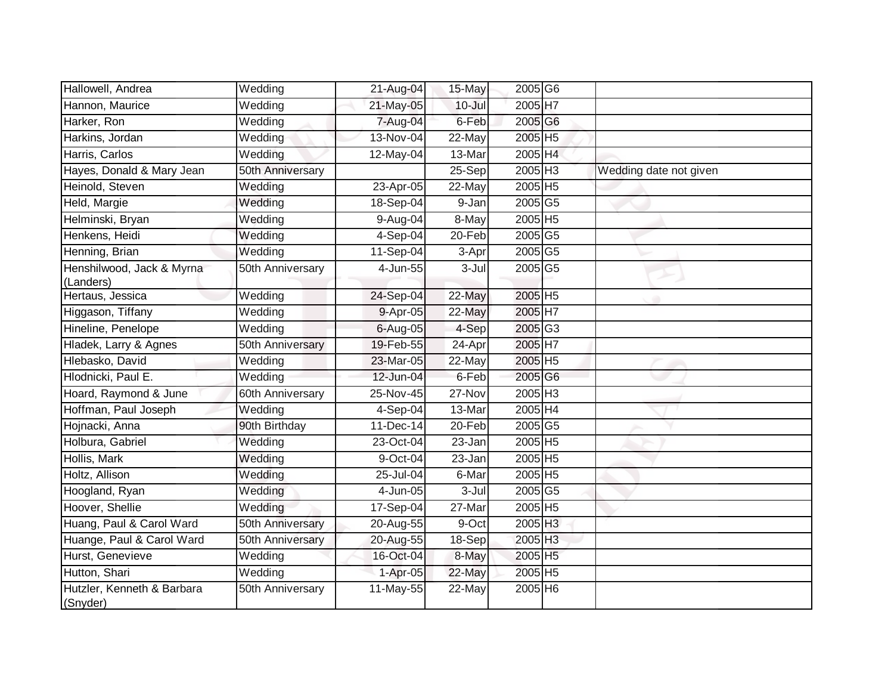| | | | | | | |
|---|---|---|---|---|---|---|
| Hallowell, Andrea | Wedding | 21-Aug-04 | 15-May | 2005 | G6 | |
| Hannon, Maurice | Wedding | 21-May-05 | 10-Jul | 2005 | H7 | |
| Harker, Ron | Wedding | 7-Aug-04 | 6-Feb | 2005 | G6 | |
| Harkins, Jordan | Wedding | 13-Nov-04 | 22-May | 2005 | H5 | |
| Harris, Carlos | Wedding | 12-May-04 | 13-Mar | 2005 | H4 | |
| Hayes, Donald & Mary Jean | 50th Anniversary | | 25-Sep | 2005 | H3 | Wedding date not given |
| Heinold, Steven | Wedding | 23-Apr-05 | 22-May | 2005 | H5 | |
| Held, Margie | Wedding | 18-Sep-04 | 9-Jan | 2005 | G5 | |
| Helminski, Bryan | Wedding | 9-Aug-04 | 8-May | 2005 | H5 | |
| Henkens, Heidi | Wedding | 4-Sep-04 | 20-Feb | 2005 | G5 | |
| Henning, Brian | Wedding | 11-Sep-04 | 3-Apr | 2005 | G5 | |
| Henshilwood, Jack & Myrna (Landers) | 50th Anniversary | 4-Jun-55 | 3-Jul | 2005 | G5 | |
| Hertaus, Jessica | Wedding | 24-Sep-04 | 22-May | 2005 | H5 | |
| Higgason, Tiffany | Wedding | 9-Apr-05 | 22-May | 2005 | H7 | |
| Hineline, Penelope | Wedding | 6-Aug-05 | 4-Sep | 2005 | G3 | |
| Hladek, Larry & Agnes | 50th Anniversary | 19-Feb-55 | 24-Apr | 2005 | H7 | |
| Hlebasko, David | Wedding | 23-Mar-05 | 22-May | 2005 | H5 | |
| Hlodnicki, Paul E. | Wedding | 12-Jun-04 | 6-Feb | 2005 | G6 | |
| Hoard, Raymond & June | 60th Anniversary | 25-Nov-45 | 27-Nov | 2005 | H3 | |
| Hoffman, Paul Joseph | Wedding | 4-Sep-04 | 13-Mar | 2005 | H4 | |
| Hojnacki, Anna | 90th Birthday | 11-Dec-14 | 20-Feb | 2005 | G5 | |
| Holbura, Gabriel | Wedding | 23-Oct-04 | 23-Jan | 2005 | H5 | |
| Hollis, Mark | Wedding | 9-Oct-04 | 23-Jan | 2005 | H5 | |
| Holtz, Allison | Wedding | 25-Jul-04 | 6-Mar | 2005 | H5 | |
| Hoogland, Ryan | Wedding | 4-Jun-05 | 3-Jul | 2005 | G5 | |
| Hoover, Shellie | Wedding | 17-Sep-04 | 27-Mar | 2005 | H5 | |
| Huang, Paul & Carol Ward | 50th Anniversary | 20-Aug-55 | 9-Oct | 2005 | H3 | |
| Huange, Paul & Carol Ward | 50th Anniversary | 20-Aug-55 | 18-Sep | 2005 | H3 | |
| Hurst, Genevieve | Wedding | 16-Oct-04 | 8-May | 2005 | H5 | |
| Hutton, Shari | Wedding | 1-Apr-05 | 22-May | 2005 | H5 | |
| Hutzler, Kenneth & Barbara (Snyder) | 50th Anniversary | 11-May-55 | 22-May | 2005 | H6 | |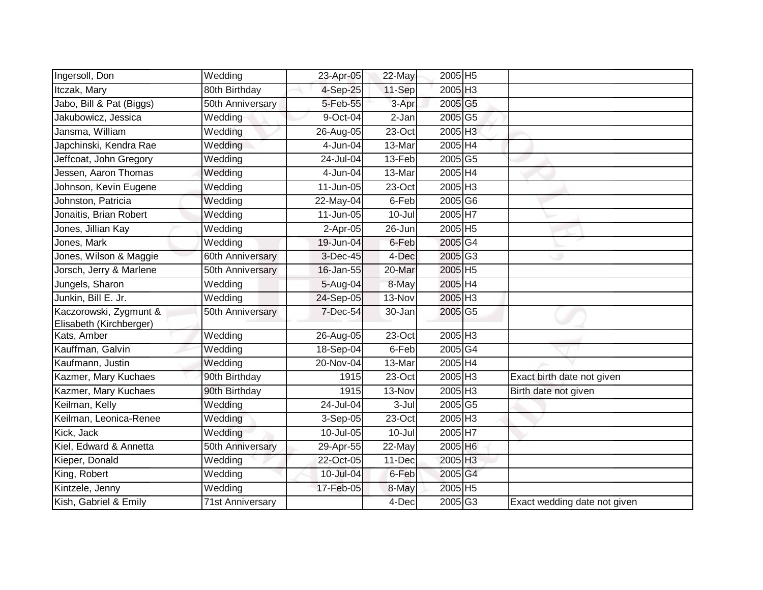| | | | | | | |
|---|---|---|---|---|---|---|
| Ingersoll, Don | Wedding | 23-Apr-05 | 22-May | 2005 | H5 | |
| Itczak, Mary | 80th Birthday | 4-Sep-25 | 11-Sep | 2005 | H3 | |
| Jabo, Bill & Pat (Biggs) | 50th Anniversary | 5-Feb-55 | 3-Apr | 2005 | G5 | |
| Jakubowicz, Jessica | Wedding | 9-Oct-04 | 2-Jan | 2005 | G5 | |
| Jansma, William | Wedding | 26-Aug-05 | 23-Oct | 2005 | H3 | |
| Japchinski, Kendra Rae | Wedding | 4-Jun-04 | 13-Mar | 2005 | H4 | |
| Jeffcoat, John Gregory | Wedding | 24-Jul-04 | 13-Feb | 2005 | G5 | |
| Jessen, Aaron Thomas | Wedding | 4-Jun-04 | 13-Mar | 2005 | H4 | |
| Johnson, Kevin Eugene | Wedding | 11-Jun-05 | 23-Oct | 2005 | H3 | |
| Johnston, Patricia | Wedding | 22-May-04 | 6-Feb | 2005 | G6 | |
| Jonaitis, Brian Robert | Wedding | 11-Jun-05 | 10-Jul | 2005 | H7 | |
| Jones, Jillian Kay | Wedding | 2-Apr-05 | 26-Jun | 2005 | H5 | |
| Jones, Mark | Wedding | 19-Jun-04 | 6-Feb | 2005 | G4 | |
| Jones, Wilson & Maggie | 60th Anniversary | 3-Dec-45 | 4-Dec | 2005 | G3 | |
| Jorsch, Jerry & Marlene | 50th Anniversary | 16-Jan-55 | 20-Mar | 2005 | H5 | |
| Jungels, Sharon | Wedding | 5-Aug-04 | 8-May | 2005 | H4 | |
| Junkin, Bill E. Jr. | Wedding | 24-Sep-05 | 13-Nov | 2005 | H3 | |
| Kaczorowski, Zygmunt & Elisabeth (Kirchberger) | 50th Anniversary | 7-Dec-54 | 30-Jan | 2005 | G5 | |
| Kats, Amber | Wedding | 26-Aug-05 | 23-Oct | 2005 | H3 | |
| Kauffman, Galvin | Wedding | 18-Sep-04 | 6-Feb | 2005 | G4 | |
| Kaufmann, Justin | Wedding | 20-Nov-04 | 13-Mar | 2005 | H4 | |
| Kazmer, Mary Kuchaes | 90th Birthday | 1915 | 23-Oct | 2005 | H3 | Exact birth date not given |
| Kazmer, Mary Kuchaes | 90th Birthday | 1915 | 13-Nov | 2005 | H3 | Birth date not given |
| Keilman, Kelly | Wedding | 24-Jul-04 | 3-Jul | 2005 | G5 | |
| Keilman, Leonica-Renee | Wedding | 3-Sep-05 | 23-Oct | 2005 | H3 | |
| Kick, Jack | Wedding | 10-Jul-05 | 10-Jul | 2005 | H7 | |
| Kiel, Edward & Annetta | 50th Anniversary | 29-Apr-55 | 22-May | 2005 | H6 | |
| Kieper, Donald | Wedding | 22-Oct-05 | 11-Dec | 2005 | H3 | |
| King, Robert | Wedding | 10-Jul-04 | 6-Feb | 2005 | G4 | |
| Kintzele, Jenny | Wedding | 17-Feb-05 | 8-May | 2005 | H5 | |
| Kish, Gabriel & Emily | 71st Anniversary | | 4-Dec | 2005 | G3 | Exact wedding date not given |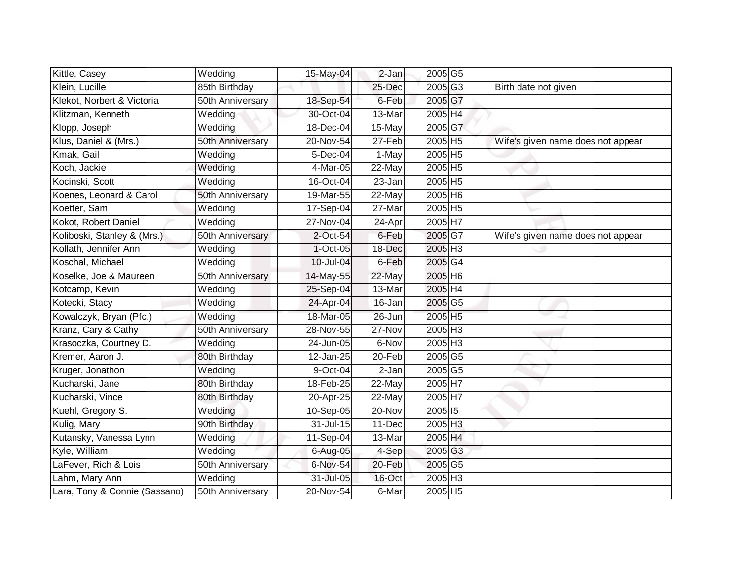| | | | | | | |
|---|---|---|---|---|---|---|
| Kittle, Casey | Wedding | 15-May-04 | 2-Jan | 2005 | G5 | |
| Klein, Lucille | 85th Birthday | | 25-Dec | 2005 | G3 | Birth date not given |
| Klekot, Norbert & Victoria | 50th Anniversary | 18-Sep-54 | 6-Feb | 2005 | G7 | |
| Klitzman, Kenneth | Wedding | 30-Oct-04 | 13-Mar | 2005 | H4 | |
| Klopp, Joseph | Wedding | 18-Dec-04 | 15-May | 2005 | G7 | |
| Klus, Daniel & (Mrs.) | 50th Anniversary | 20-Nov-54 | 27-Feb | 2005 | H5 | Wife's given name does not appear |
| Kmak, Gail | Wedding | 5-Dec-04 | 1-May | 2005 | H5 | |
| Koch, Jackie | Wedding | 4-Mar-05 | 22-May | 2005 | H5 | |
| Kocinski, Scott | Wedding | 16-Oct-04 | 23-Jan | 2005 | H5 | |
| Koenes, Leonard & Carol | 50th Anniversary | 19-Mar-55 | 22-May | 2005 | H6 | |
| Koetter, Sam | Wedding | 17-Sep-04 | 27-Mar | 2005 | H5 | |
| Kokot, Robert Daniel | Wedding | 27-Nov-04 | 24-Apr | 2005 | H7 | |
| Koliboski, Stanley & (Mrs.) | 50th Anniversary | 2-Oct-54 | 6-Feb | 2005 | G7 | Wife's given name does not appear |
| Kollath, Jennifer Ann | Wedding | 1-Oct-05 | 18-Dec | 2005 | H3 | |
| Koschal, Michael | Wedding | 10-Jul-04 | 6-Feb | 2005 | G4 | |
| Koselke, Joe & Maureen | 50th Anniversary | 14-May-55 | 22-May | 2005 | H6 | |
| Kotcamp, Kevin | Wedding | 25-Sep-04 | 13-Mar | 2005 | H4 | |
| Kotecki, Stacy | Wedding | 24-Apr-04 | 16-Jan | 2005 | G5 | |
| Kowalczyk, Bryan (Pfc.) | Wedding | 18-Mar-05 | 26-Jun | 2005 | H5 | |
| Kranz, Cary & Cathy | 50th Anniversary | 28-Nov-55 | 27-Nov | 2005 | H3 | |
| Krasoczka, Courtney D. | Wedding | 24-Jun-05 | 6-Nov | 2005 | H3 | |
| Kremer, Aaron J. | 80th Birthday | 12-Jan-25 | 20-Feb | 2005 | G5 | |
| Kruger, Jonathon | Wedding | 9-Oct-04 | 2-Jan | 2005 | G5 | |
| Kucharski, Jane | 80th Birthday | 18-Feb-25 | 22-May | 2005 | H7 | |
| Kucharski, Vince | 80th Birthday | 20-Apr-25 | 22-May | 2005 | H7 | |
| Kuehl, Gregory S. | Wedding | 10-Sep-05 | 20-Nov | 2005 | I5 | |
| Kulig, Mary | 90th Birthday | 31-Jul-15 | 11-Dec | 2005 | H3 | |
| Kutansky, Vanessa Lynn | Wedding | 11-Sep-04 | 13-Mar | 2005 | H4 | |
| Kyle, William | Wedding | 6-Aug-05 | 4-Sep | 2005 | G3 | |
| LaFever, Rich & Lois | 50th Anniversary | 6-Nov-54 | 20-Feb | 2005 | G5 | |
| Lahm, Mary Ann | Wedding | 31-Jul-05 | 16-Oct | 2005 | H3 | |
| Lara, Tony & Connie (Sassano) | 50th Anniversary | 20-Nov-54 | 6-Mar | 2005 | H5 | |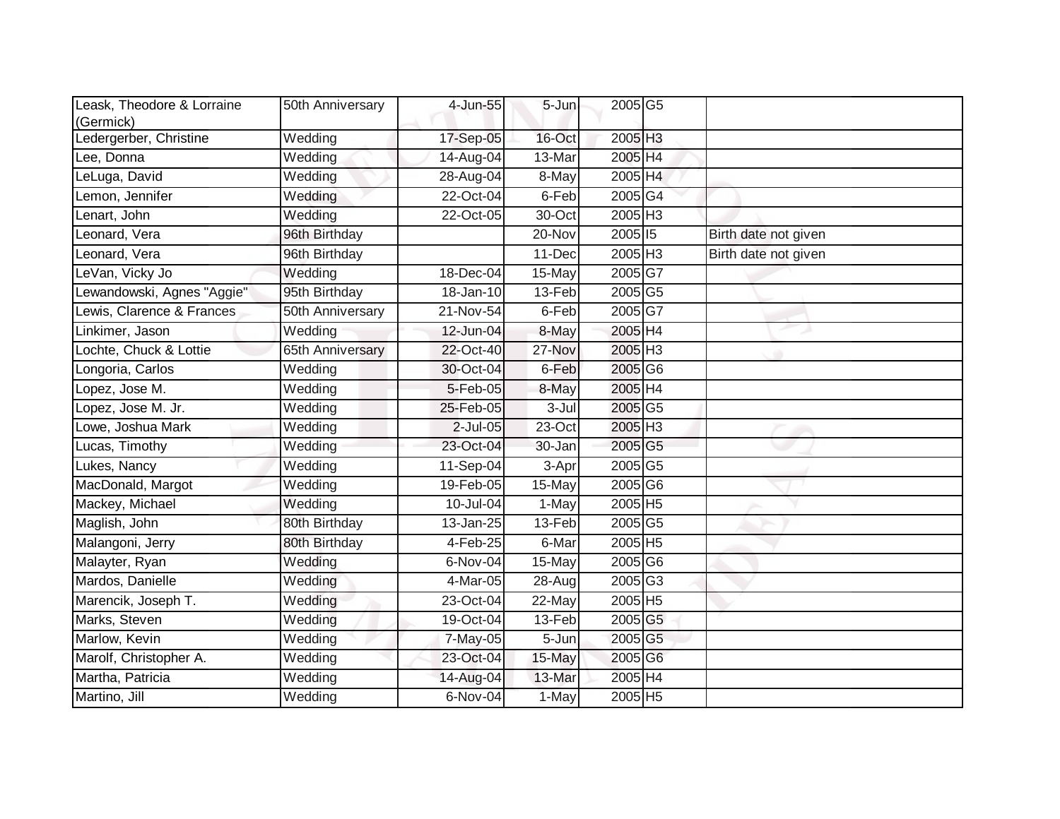| | | | | | | |
|---|---|---|---|---|---|---|
| Leask, Theodore & Lorraine (Germick) | 50th Anniversary | 4-Jun-55 | 5-Jun | 2005 | G5 | |
| Ledergerber, Christine | Wedding | 17-Sep-05 | 16-Oct | 2005 | H3 | |
| Lee, Donna | Wedding | 14-Aug-04 | 13-Mar | 2005 | H4 | |
| LeLuga, David | Wedding | 28-Aug-04 | 8-May | 2005 | H4 | |
| Lemon, Jennifer | Wedding | 22-Oct-04 | 6-Feb | 2005 | G4 | |
| Lenart, John | Wedding | 22-Oct-05 | 30-Oct | 2005 | H3 | |
| Leonard, Vera | 96th Birthday | | 20-Nov | 2005 | I5 | Birth date not given |
| Leonard, Vera | 96th Birthday | | 11-Dec | 2005 | H3 | Birth date not given |
| LeVan, Vicky Jo | Wedding | 18-Dec-04 | 15-May | 2005 | G7 | |
| Lewandowski, Agnes "Aggie" | 95th Birthday | 18-Jan-10 | 13-Feb | 2005 | G5 | |
| Lewis, Clarence & Frances | 50th Anniversary | 21-Nov-54 | 6-Feb | 2005 | G7 | |
| Linkimer, Jason | Wedding | 12-Jun-04 | 8-May | 2005 | H4 | |
| Lochte, Chuck & Lottie | 65th Anniversary | 22-Oct-40 | 27-Nov | 2005 | H3 | |
| Longoria, Carlos | Wedding | 30-Oct-04 | 6-Feb | 2005 | G6 | |
| Lopez, Jose M. | Wedding | 5-Feb-05 | 8-May | 2005 | H4 | |
| Lopez, Jose M. Jr. | Wedding | 25-Feb-05 | 3-Jul | 2005 | G5 | |
| Lowe, Joshua Mark | Wedding | 2-Jul-05 | 23-Oct | 2005 | H3 | |
| Lucas, Timothy | Wedding | 23-Oct-04 | 30-Jan | 2005 | G5 | |
| Lukes, Nancy | Wedding | 11-Sep-04 | 3-Apr | 2005 | G5 | |
| MacDonald, Margot | Wedding | 19-Feb-05 | 15-May | 2005 | G6 | |
| Mackey, Michael | Wedding | 10-Jul-04 | 1-May | 2005 | H5 | |
| Maglish, John | 80th Birthday | 13-Jan-25 | 13-Feb | 2005 | G5 | |
| Malangoni, Jerry | 80th Birthday | 4-Feb-25 | 6-Mar | 2005 | H5 | |
| Malayter, Ryan | Wedding | 6-Nov-04 | 15-May | 2005 | G6 | |
| Mardos, Danielle | Wedding | 4-Mar-05 | 28-Aug | 2005 | G3 | |
| Marencik, Joseph T. | Wedding | 23-Oct-04 | 22-May | 2005 | H5 | |
| Marks, Steven | Wedding | 19-Oct-04 | 13-Feb | 2005 | G5 | |
| Marlow, Kevin | Wedding | 7-May-05 | 5-Jun | 2005 | G5 | |
| Marolf, Christopher A. | Wedding | 23-Oct-04 | 15-May | 2005 | G6 | |
| Martha, Patricia | Wedding | 14-Aug-04 | 13-Mar | 2005 | H4 | |
| Martino, Jill | Wedding | 6-Nov-04 | 1-May | 2005 | H5 | |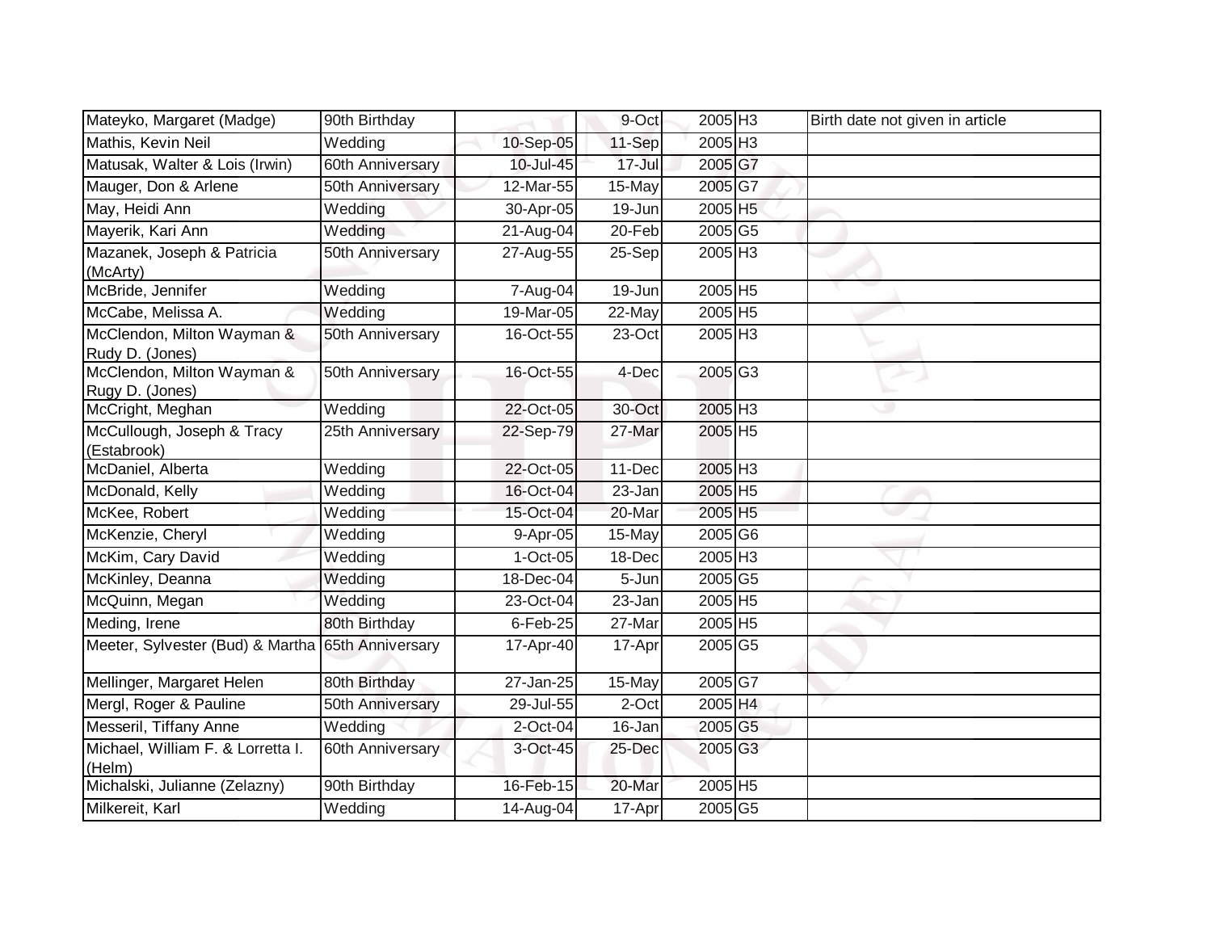| | | | | | | |
|---|---|---|---|---|---|---|
| Mateyko, Margaret (Madge) | 90th Birthday | | 9-Oct | 2005 | H3 | Birth date not given in article |
| Mathis, Kevin Neil | Wedding | 10-Sep-05 | 11-Sep | 2005 | H3 | |
| Matusak, Walter & Lois (Irwin) | 60th Anniversary | 10-Jul-45 | 17-Jul | 2005 | G7 | |
| Mauger, Don & Arlene | 50th Anniversary | 12-Mar-55 | 15-May | 2005 | G7 | |
| May, Heidi Ann | Wedding | 30-Apr-05 | 19-Jun | 2005 | H5 | |
| Mayerik, Kari Ann | Wedding | 21-Aug-04 | 20-Feb | 2005 | G5 | |
| Mazanek, Joseph & Patricia (McArty) | 50th Anniversary | 27-Aug-55 | 25-Sep | 2005 | H3 | |
| McBride, Jennifer | Wedding | 7-Aug-04 | 19-Jun | 2005 | H5 | |
| McCabe, Melissa A. | Wedding | 19-Mar-05 | 22-May | 2005 | H5 | |
| McClendon, Milton Wayman & Rudy D. (Jones) | 50th Anniversary | 16-Oct-55 | 23-Oct | 2005 | H3 | |
| McClendon, Milton Wayman & Rugy D. (Jones) | 50th Anniversary | 16-Oct-55 | 4-Dec | 2005 | G3 | |
| McCright, Meghan | Wedding | 22-Oct-05 | 30-Oct | 2005 | H3 | |
| McCullough, Joseph & Tracy (Estabrook) | 25th Anniversary | 22-Sep-79 | 27-Mar | 2005 | H5 | |
| McDaniel, Alberta | Wedding | 22-Oct-05 | 11-Dec | 2005 | H3 | |
| McDonald, Kelly | Wedding | 16-Oct-04 | 23-Jan | 2005 | H5 | |
| McKee, Robert | Wedding | 15-Oct-04 | 20-Mar | 2005 | H5 | |
| McKenzie, Cheryl | Wedding | 9-Apr-05 | 15-May | 2005 | G6 | |
| McKim, Cary David | Wedding | 1-Oct-05 | 18-Dec | 2005 | H3 | |
| McKinley, Deanna | Wedding | 18-Dec-04 | 5-Jun | 2005 | G5 | |
| McQuinn, Megan | Wedding | 23-Oct-04 | 23-Jan | 2005 | H5 | |
| Meding, Irene | 80th Birthday | 6-Feb-25 | 27-Mar | 2005 | H5 | |
| Meeter, Sylvester (Bud) & Martha | 65th Anniversary | 17-Apr-40 | 17-Apr | 2005 | G5 | |
| Mellinger, Margaret Helen | 80th Birthday | 27-Jan-25 | 15-May | 2005 | G7 | |
| Mergl, Roger & Pauline | 50th Anniversary | 29-Jul-55 | 2-Oct | 2005 | H4 | |
| Messeril, Tiffany Anne | Wedding | 2-Oct-04 | 16-Jan | 2005 | G5 | |
| Michael, William F. & Lorretta I. (Helm) | 60th Anniversary | 3-Oct-45 | 25-Dec | 2005 | G3 | |
| Michalski, Julianne (Zelazny) | 90th Birthday | 16-Feb-15 | 20-Mar | 2005 | H5 | |
| Milkereit, Karl | Wedding | 14-Aug-04 | 17-Apr | 2005 | G5 | |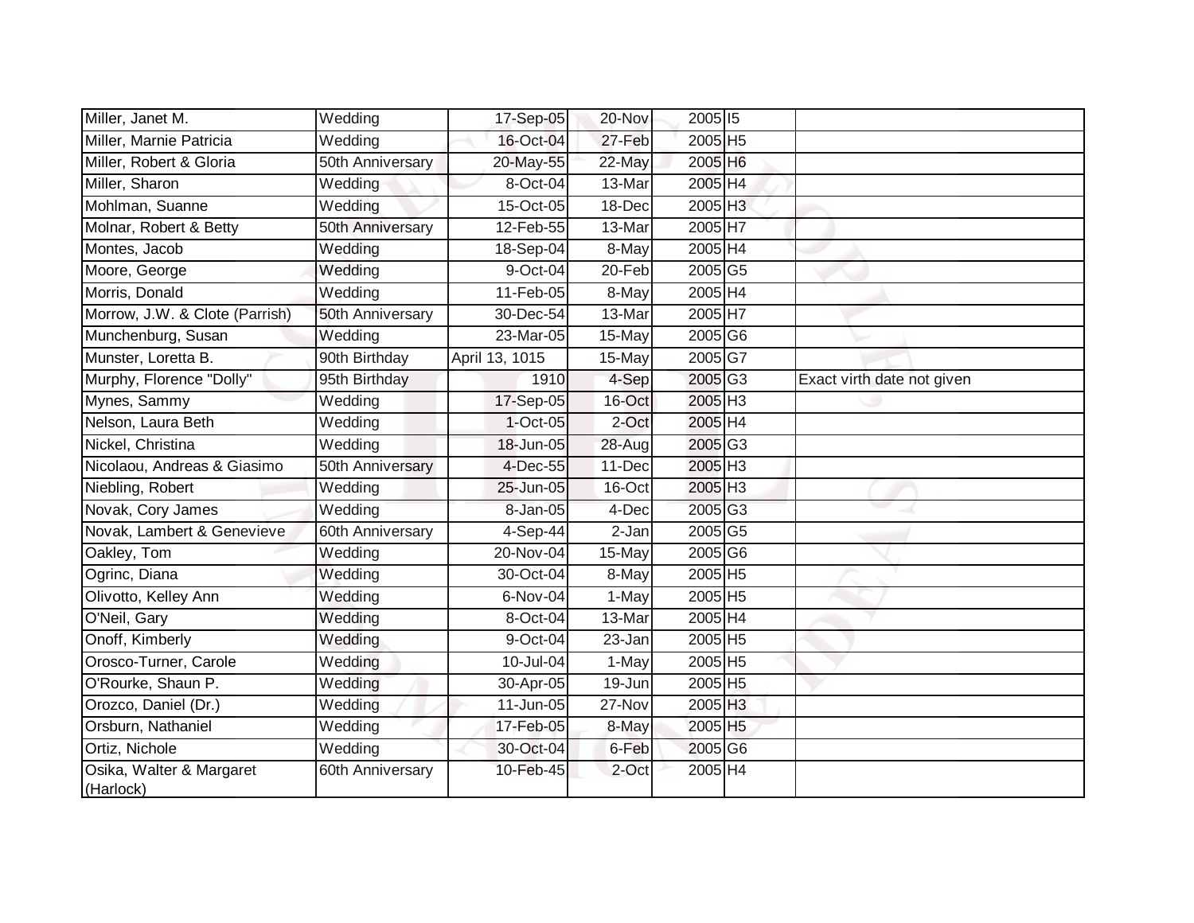| | | | | | | |
|---|---|---|---|---|---|---|
| Miller, Janet M. | Wedding | 17-Sep-05 | 20-Nov | 2005 | I5 | |
| Miller, Marnie Patricia | Wedding | 16-Oct-04 | 27-Feb | 2005 | H5 | |
| Miller, Robert & Gloria | 50th Anniversary | 20-May-55 | 22-May | 2005 | H6 | |
| Miller, Sharon | Wedding | 8-Oct-04 | 13-Mar | 2005 | H4 | |
| Mohlman, Suanne | Wedding | 15-Oct-05 | 18-Dec | 2005 | H3 | |
| Molnar, Robert & Betty | 50th Anniversary | 12-Feb-55 | 13-Mar | 2005 | H7 | |
| Montes, Jacob | Wedding | 18-Sep-04 | 8-May | 2005 | H4 | |
| Moore, George | Wedding | 9-Oct-04 | 20-Feb | 2005 | G5 | |
| Morris, Donald | Wedding | 11-Feb-05 | 8-May | 2005 | H4 | |
| Morrow, J.W. & Clote (Parrish) | 50th Anniversary | 30-Dec-54 | 13-Mar | 2005 | H7 | |
| Munchenburg, Susan | Wedding | 23-Mar-05 | 15-May | 2005 | G6 | |
| Munster, Loretta B. | 90th Birthday | April 13, 1015 | 15-May | 2005 | G7 | |
| Murphy, Florence "Dolly" | 95th Birthday | 1910 | 4-Sep | 2005 | G3 | Exact virth date not given |
| Mynes, Sammy | Wedding | 17-Sep-05 | 16-Oct | 2005 | H3 | |
| Nelson, Laura Beth | Wedding | 1-Oct-05 | 2-Oct | 2005 | H4 | |
| Nickel, Christina | Wedding | 18-Jun-05 | 28-Aug | 2005 | G3 | |
| Nicolaou, Andreas & Giasimo | 50th Anniversary | 4-Dec-55 | 11-Dec | 2005 | H3 | |
| Niebling, Robert | Wedding | 25-Jun-05 | 16-Oct | 2005 | H3 | |
| Novak, Cory James | Wedding | 8-Jan-05 | 4-Dec | 2005 | G3 | |
| Novak, Lambert & Genevieve | 60th Anniversary | 4-Sep-44 | 2-Jan | 2005 | G5 | |
| Oakley, Tom | Wedding | 20-Nov-04 | 15-May | 2005 | G6 | |
| Ogrinc, Diana | Wedding | 30-Oct-04 | 8-May | 2005 | H5 | |
| Olivotto, Kelley Ann | Wedding | 6-Nov-04 | 1-May | 2005 | H5 | |
| O'Neil, Gary | Wedding | 8-Oct-04 | 13-Mar | 2005 | H4 | |
| Onoff, Kimberly | Wedding | 9-Oct-04 | 23-Jan | 2005 | H5 | |
| Orosco-Turner, Carole | Wedding | 10-Jul-04 | 1-May | 2005 | H5 | |
| O'Rourke, Shaun P. | Wedding | 30-Apr-05 | 19-Jun | 2005 | H5 | |
| Orozco, Daniel (Dr.) | Wedding | 11-Jun-05 | 27-Nov | 2005 | H3 | |
| Orsburn, Nathaniel | Wedding | 17-Feb-05 | 8-May | 2005 | H5 | |
| Ortiz, Nichole | Wedding | 30-Oct-04 | 6-Feb | 2005 | G6 | |
| Osika, Walter & Margaret (Harlock) | 60th Anniversary | 10-Feb-45 | 2-Oct | 2005 | H4 | |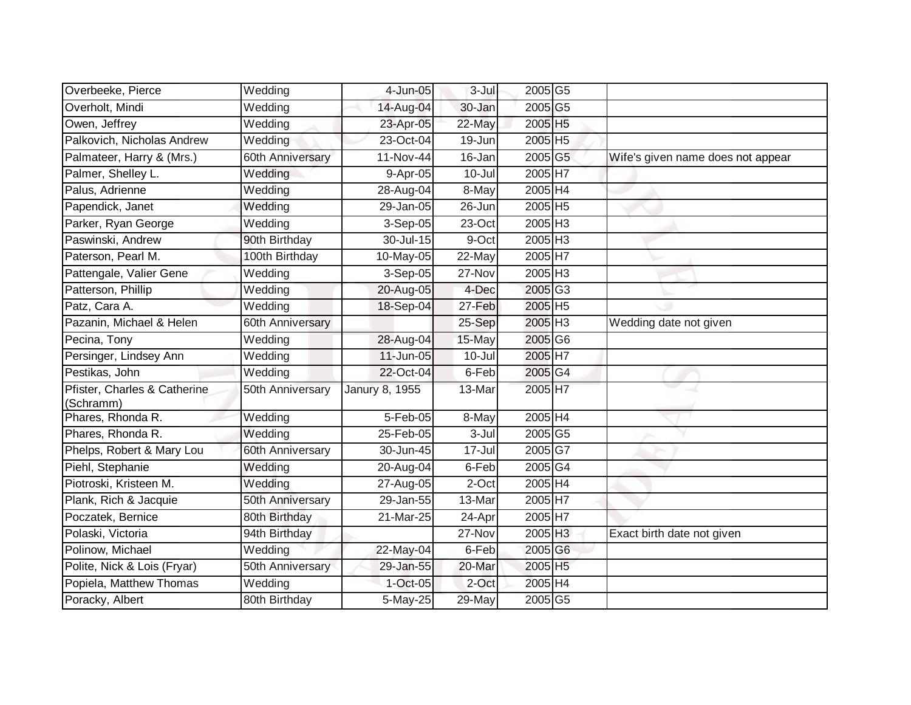| | | | | | | |
|---|---|---|---|---|---|---|
| Overbeeke, Pierce | Wedding | 4-Jun-05 | 3-Jul | 2005 | G5 | |
| Overholt, Mindi | Wedding | 14-Aug-04 | 30-Jan | 2005 | G5 | |
| Owen, Jeffrey | Wedding | 23-Apr-05 | 22-May | 2005 | H5 | |
| Palkovich, Nicholas Andrew | Wedding | 23-Oct-04 | 19-Jun | 2005 | H5 | |
| Palmateer, Harry & (Mrs.) | 60th Anniversary | 11-Nov-44 | 16-Jan | 2005 | G5 | Wife's given name does not appear |
| Palmer, Shelley L. | Wedding | 9-Apr-05 | 10-Jul | 2005 | H7 | |
| Palus, Adrienne | Wedding | 28-Aug-04 | 8-May | 2005 | H4 | |
| Papendick, Janet | Wedding | 29-Jan-05 | 26-Jun | 2005 | H5 | |
| Parker, Ryan George | Wedding | 3-Sep-05 | 23-Oct | 2005 | H3 | |
| Paswinski, Andrew | 90th Birthday | 30-Jul-15 | 9-Oct | 2005 | H3 | |
| Paterson, Pearl M. | 100th Birthday | 10-May-05 | 22-May | 2005 | H7 | |
| Pattengale, Valier Gene | Wedding | 3-Sep-05 | 27-Nov | 2005 | H3 | |
| Patterson, Phillip | Wedding | 20-Aug-05 | 4-Dec | 2005 | G3 | |
| Patz, Cara A. | Wedding | 18-Sep-04 | 27-Feb | 2005 | H5 | |
| Pazanin, Michael & Helen | 60th Anniversary | | 25-Sep | 2005 | H3 | Wedding date not given |
| Pecina, Tony | Wedding | 28-Aug-04 | 15-May | 2005 | G6 | |
| Persinger, Lindsey Ann | Wedding | 11-Jun-05 | 10-Jul | 2005 | H7 | |
| Pestikas, John | Wedding | 22-Oct-04 | 6-Feb | 2005 | G4 | |
| Pfister, Charles & Catherine (Schramm) | 50th Anniversary | Janury 8, 1955 | 13-Mar | 2005 | H7 | |
| Phares, Rhonda R. | Wedding | 5-Feb-05 | 8-May | 2005 | H4 | |
| Phares, Rhonda R. | Wedding | 25-Feb-05 | 3-Jul | 2005 | G5 | |
| Phelps, Robert & Mary Lou | 60th Anniversary | 30-Jun-45 | 17-Jul | 2005 | G7 | |
| Piehl, Stephanie | Wedding | 20-Aug-04 | 6-Feb | 2005 | G4 | |
| Piotroski, Kristeen M. | Wedding | 27-Aug-05 | 2-Oct | 2005 | H4 | |
| Plank, Rich & Jacquie | 50th Anniversary | 29-Jan-55 | 13-Mar | 2005 | H7 | |
| Poczatek, Bernice | 80th Birthday | 21-Mar-25 | 24-Apr | 2005 | H7 | |
| Polaski, Victoria | 94th Birthday | | 27-Nov | 2005 | H3 | Exact birth date not given |
| Polinow, Michael | Wedding | 22-May-04 | 6-Feb | 2005 | G6 | |
| Polite, Nick & Lois (Fryar) | 50th Anniversary | 29-Jan-55 | 20-Mar | 2005 | H5 | |
| Popiela, Matthew Thomas | Wedding | 1-Oct-05 | 2-Oct | 2005 | H4 | |
| Poracky, Albert | 80th Birthday | 5-May-25 | 29-May | 2005 | G5 | |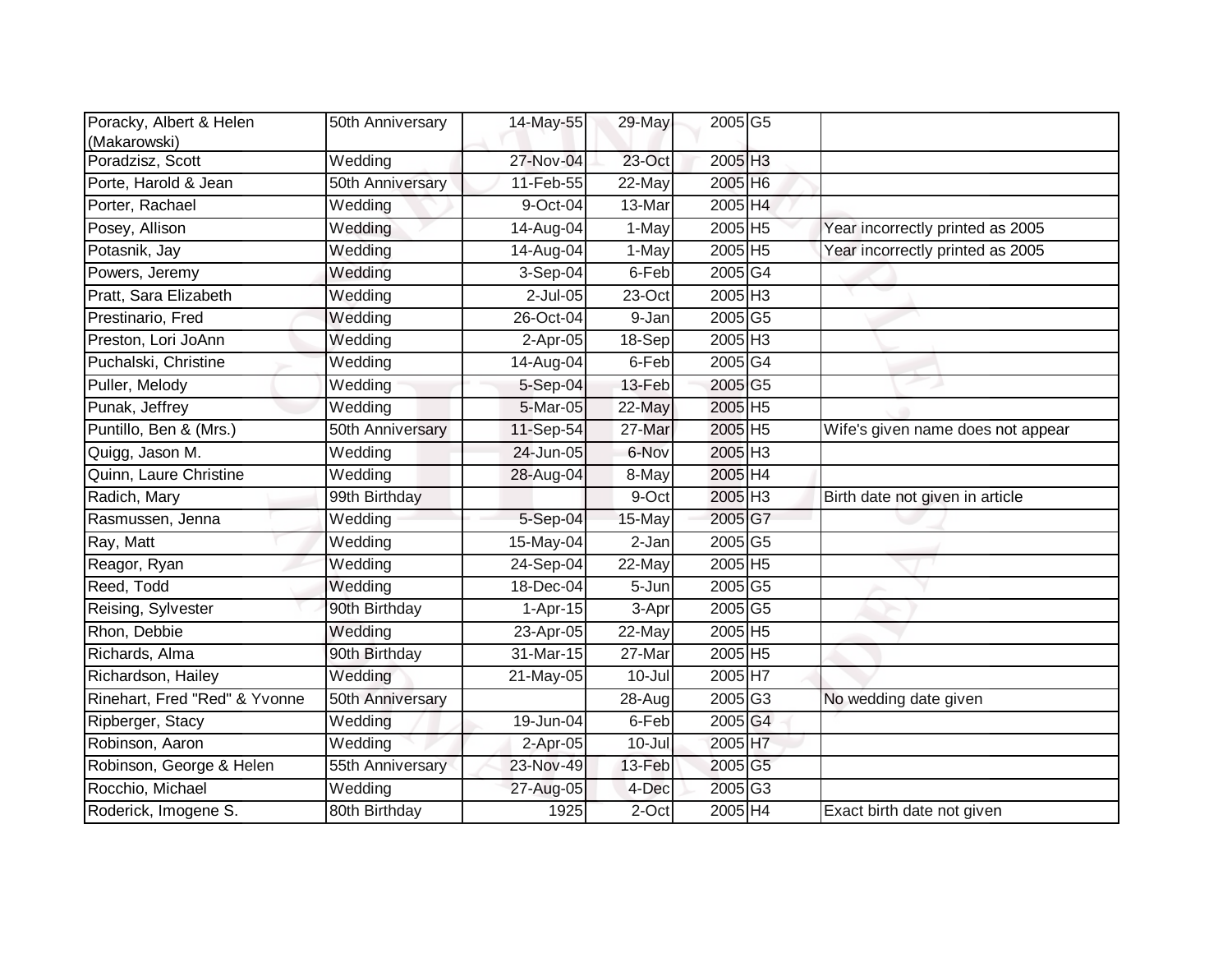| | | | | | | |
|---|---|---|---|---|---|---|
| Poracky, Albert & Helen (Makarowski) | 50th Anniversary | 14-May-55 | 29-May | 2005 | G5 | |
| Poradzisz, Scott | Wedding | 27-Nov-04 | 23-Oct | 2005 | H3 | |
| Porte, Harold & Jean | 50th Anniversary | 11-Feb-55 | 22-May | 2005 | H6 | |
| Porter, Rachael | Wedding | 9-Oct-04 | 13-Mar | 2005 | H4 | |
| Posey, Allison | Wedding | 14-Aug-04 | 1-May | 2005 | H5 | Year incorrectly printed as 2005 |
| Potasnik, Jay | Wedding | 14-Aug-04 | 1-May | 2005 | H5 | Year incorrectly printed as 2005 |
| Powers, Jeremy | Wedding | 3-Sep-04 | 6-Feb | 2005 | G4 | |
| Pratt, Sara Elizabeth | Wedding | 2-Jul-05 | 23-Oct | 2005 | H3 | |
| Prestinario, Fred | Wedding | 26-Oct-04 | 9-Jan | 2005 | G5 | |
| Preston, Lori JoAnn | Wedding | 2-Apr-05 | 18-Sep | 2005 | H3 | |
| Puchalski, Christine | Wedding | 14-Aug-04 | 6-Feb | 2005 | G4 | |
| Puller, Melody | Wedding | 5-Sep-04 | 13-Feb | 2005 | G5 | |
| Punak, Jeffrey | Wedding | 5-Mar-05 | 22-May | 2005 | H5 | |
| Puntillo, Ben & (Mrs.) | 50th Anniversary | 11-Sep-54 | 27-Mar | 2005 | H5 | Wife's given name does not appear |
| Quigg, Jason M. | Wedding | 24-Jun-05 | 6-Nov | 2005 | H3 | |
| Quinn, Laure Christine | Wedding | 28-Aug-04 | 8-May | 2005 | H4 | |
| Radich, Mary | 99th Birthday | | 9-Oct | 2005 | H3 | Birth date not given in article |
| Rasmussen, Jenna | Wedding | 5-Sep-04 | 15-May | 2005 | G7 | |
| Ray, Matt | Wedding | 15-May-04 | 2-Jan | 2005 | G5 | |
| Reagor, Ryan | Wedding | 24-Sep-04 | 22-May | 2005 | H5 | |
| Reed, Todd | Wedding | 18-Dec-04 | 5-Jun | 2005 | G5 | |
| Reising, Sylvester | 90th Birthday | 1-Apr-15 | 3-Apr | 2005 | G5 | |
| Rhon, Debbie | Wedding | 23-Apr-05 | 22-May | 2005 | H5 | |
| Richards, Alma | 90th Birthday | 31-Mar-15 | 27-Mar | 2005 | H5 | |
| Richardson, Hailey | Wedding | 21-May-05 | 10-Jul | 2005 | H7 | |
| Rinehart, Fred "Red" & Yvonne | 50th Anniversary | | 28-Aug | 2005 | G3 | No wedding date given |
| Ripberger, Stacy | Wedding | 19-Jun-04 | 6-Feb | 2005 | G4 | |
| Robinson, Aaron | Wedding | 2-Apr-05 | 10-Jul | 2005 | H7 | |
| Robinson, George & Helen | 55th Anniversary | 23-Nov-49 | 13-Feb | 2005 | G5 | |
| Rocchio, Michael | Wedding | 27-Aug-05 | 4-Dec | 2005 | G3 | |
| Roderick, Imogene S. | 80th Birthday | 1925 | 2-Oct | 2005 | H4 | Exact birth date not given |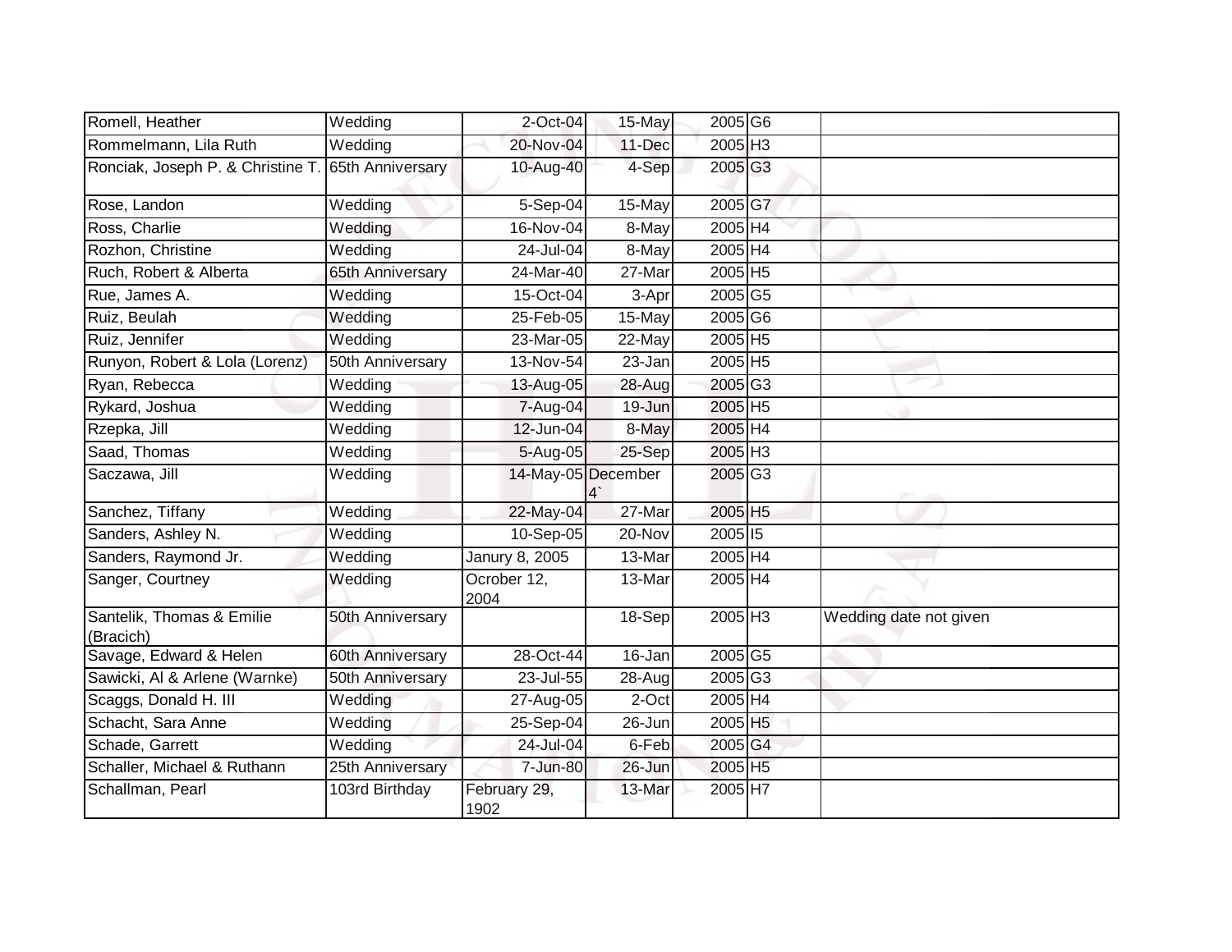| | | | | | | |
|---|---|---|---|---|---|---|
| Romell, Heather | Wedding | 2-Oct-04 | 15-May | 2005 | G6 | |
| Rommelmann, Lila Ruth | Wedding | 20-Nov-04 | 11-Dec | 2005 | H3 | |
| Ronciak, Joseph P. & Christine T. | 65th Anniversary | 10-Aug-40 | 4-Sep | 2005 | G3 | |
| Rose, Landon | Wedding | 5-Sep-04 | 15-May | 2005 | G7 | |
| Ross, Charlie | Wedding | 16-Nov-04 | 8-May | 2005 | H4 | |
| Rozhon, Christine | Wedding | 24-Jul-04 | 8-May | 2005 | H4 | |
| Ruch, Robert & Alberta | 65th Anniversary | 24-Mar-40 | 27-Mar | 2005 | H5 | |
| Rue, James A. | Wedding | 15-Oct-04 | 3-Apr | 2005 | G5 | |
| Ruiz, Beulah | Wedding | 25-Feb-05 | 15-May | 2005 | G6 | |
| Ruiz, Jennifer | Wedding | 23-Mar-05 | 22-May | 2005 | H5 | |
| Runyon, Robert & Lola (Lorenz) | 50th Anniversary | 13-Nov-54 | 23-Jan | 2005 | H5 | |
| Ryan, Rebecca | Wedding | 13-Aug-05 | 28-Aug | 2005 | G3 | |
| Rykard, Joshua | Wedding | 7-Aug-04 | 19-Jun | 2005 | H5 | |
| Rzepka, Jill | Wedding | 12-Jun-04 | 8-May | 2005 | H4 | |
| Saad, Thomas | Wedding | 5-Aug-05 | 25-Sep | 2005 | H3 | |
| Saczawa, Jill | Wedding | 14-May-05 | December 4` | 2005 | G3 | |
| Sanchez, Tiffany | Wedding | 22-May-04 | 27-Mar | 2005 | H5 | |
| Sanders, Ashley N. | Wedding | 10-Sep-05 | 20-Nov | 2005 | I5 | |
| Sanders, Raymond Jr. | Wedding | Janury 8, 2005 | 13-Mar | 2005 | H4 | |
| Sanger, Courtney | Wedding | Ocrober 12, 2004 | 13-Mar | 2005 | H4 | |
| Santelik, Thomas & Emilie (Bracich) | 50th Anniversary | | 18-Sep | 2005 | H3 | Wedding date not given |
| Savage, Edward & Helen | 60th Anniversary | 28-Oct-44 | 16-Jan | 2005 | G5 | |
| Sawicki, Al & Arlene (Warnke) | 50th Anniversary | 23-Jul-55 | 28-Aug | 2005 | G3 | |
| Scaggs, Donald H. III | Wedding | 27-Aug-05 | 2-Oct | 2005 | H4 | |
| Schacht, Sara Anne | Wedding | 25-Sep-04 | 26-Jun | 2005 | H5 | |
| Schade, Garrett | Wedding | 24-Jul-04 | 6-Feb | 2005 | G4 | |
| Schaller, Michael & Ruthann | 25th Anniversary | 7-Jun-80 | 26-Jun | 2005 | H5 | |
| Schallman, Pearl | 103rd Birthday | February 29, 1902 | 13-Mar | 2005 | H7 | |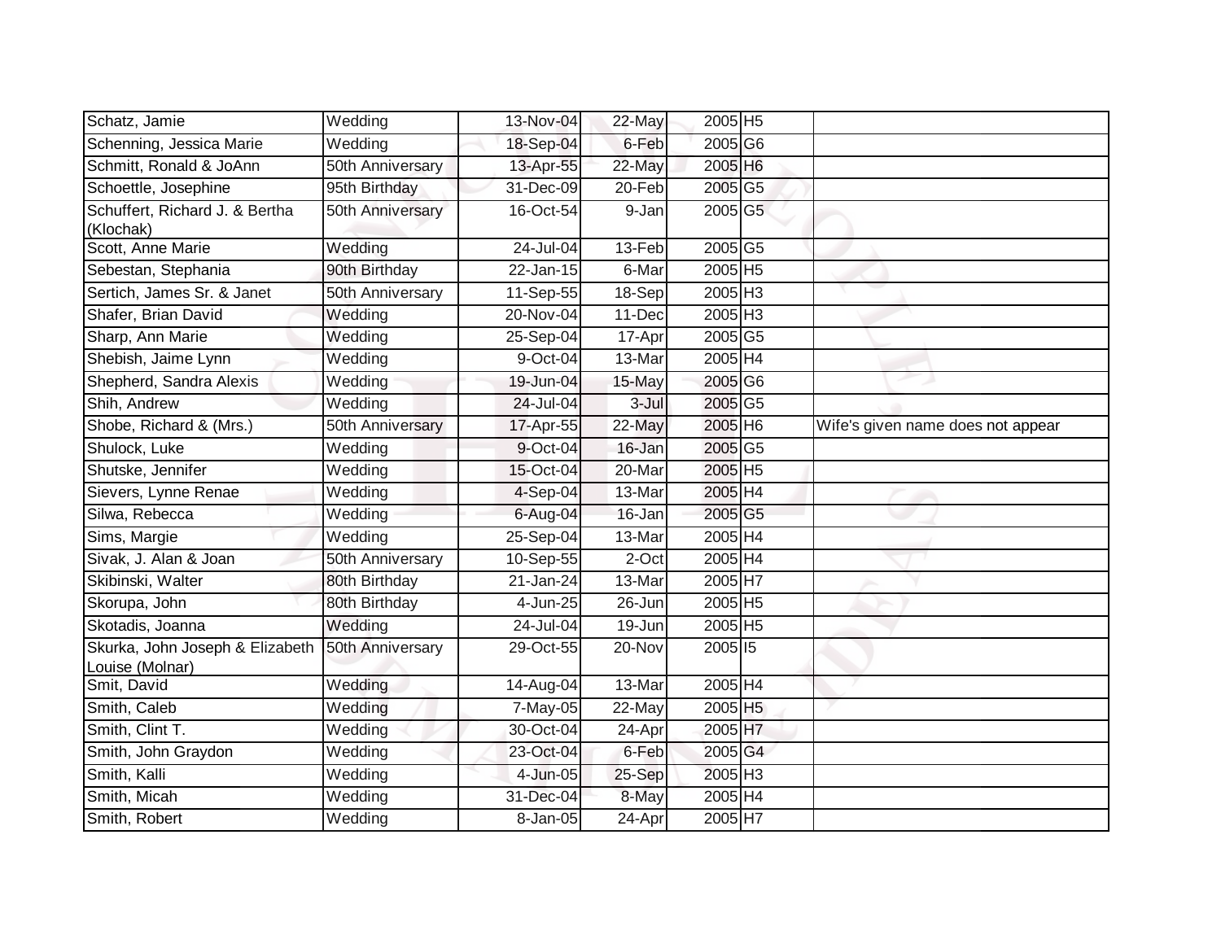| | | | | | | |
|---|---|---|---|---|---|---|
| Schatz, Jamie | Wedding | 13-Nov-04 | 22-May | 2005 | H5 | |
| Schenning, Jessica Marie | Wedding | 18-Sep-04 | 6-Feb | 2005 | G6 | |
| Schmitt, Ronald & JoAnn | 50th Anniversary | 13-Apr-55 | 22-May | 2005 | H6 | |
| Schoettle, Josephine | 95th Birthday | 31-Dec-09 | 20-Feb | 2005 | G5 | |
| Schuffert, Richard J. & Bertha (Klochak) | 50th Anniversary | 16-Oct-54 | 9-Jan | 2005 | G5 | |
| Scott, Anne Marie | Wedding | 24-Jul-04 | 13-Feb | 2005 | G5 | |
| Sebestan, Stephania | 90th Birthday | 22-Jan-15 | 6-Mar | 2005 | H5 | |
| Sertich, James Sr. & Janet | 50th Anniversary | 11-Sep-55 | 18-Sep | 2005 | H3 | |
| Shafer, Brian David | Wedding | 20-Nov-04 | 11-Dec | 2005 | H3 | |
| Sharp, Ann Marie | Wedding | 25-Sep-04 | 17-Apr | 2005 | G5 | |
| Shebish, Jaime Lynn | Wedding | 9-Oct-04 | 13-Mar | 2005 | H4 | |
| Shepherd, Sandra Alexis | Wedding | 19-Jun-04 | 15-May | 2005 | G6 | |
| Shih, Andrew | Wedding | 24-Jul-04 | 3-Jul | 2005 | G5 | |
| Shobe, Richard & (Mrs.) | 50th Anniversary | 17-Apr-55 | 22-May | 2005 | H6 | Wife's given name does not appear |
| Shulock, Luke | Wedding | 9-Oct-04 | 16-Jan | 2005 | G5 | |
| Shutske, Jennifer | Wedding | 15-Oct-04 | 20-Mar | 2005 | H5 | |
| Sievers, Lynne Renae | Wedding | 4-Sep-04 | 13-Mar | 2005 | H4 | |
| Silwa, Rebecca | Wedding | 6-Aug-04 | 16-Jan | 2005 | G5 | |
| Sims, Margie | Wedding | 25-Sep-04 | 13-Mar | 2005 | H4 | |
| Sivak, J. Alan & Joan | 50th Anniversary | 10-Sep-55 | 2-Oct | 2005 | H4 | |
| Skibinski, Walter | 80th Birthday | 21-Jan-24 | 13-Mar | 2005 | H7 | |
| Skorupa, John | 80th Birthday | 4-Jun-25 | 26-Jun | 2005 | H5 | |
| Skotadis, Joanna | Wedding | 24-Jul-04 | 19-Jun | 2005 | H5 | |
| Skurka, John Joseph & Elizabeth Louise (Molnar) | 50th Anniversary | 29-Oct-55 | 20-Nov | 2005 | I5 | |
| Smit, David | Wedding | 14-Aug-04 | 13-Mar | 2005 | H4 | |
| Smith, Caleb | Wedding | 7-May-05 | 22-May | 2005 | H5 | |
| Smith, Clint T. | Wedding | 30-Oct-04 | 24-Apr | 2005 | H7 | |
| Smith, John Graydon | Wedding | 23-Oct-04 | 6-Feb | 2005 | G4 | |
| Smith, Kalli | Wedding | 4-Jun-05 | 25-Sep | 2005 | H3 | |
| Smith, Micah | Wedding | 31-Dec-04 | 8-May | 2005 | H4 | |
| Smith, Robert | Wedding | 8-Jan-05 | 24-Apr | 2005 | H7 | |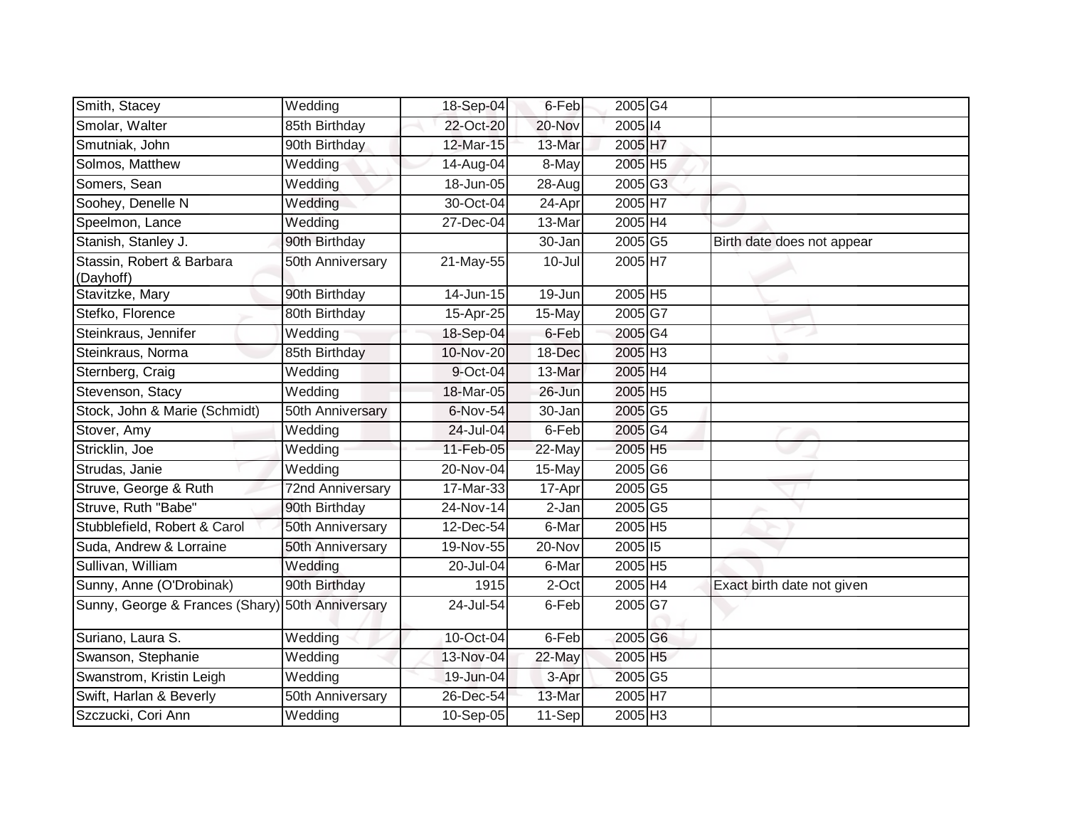| | | | | | | |
|---|---|---|---|---|---|---|
| Smith, Stacey | Wedding | 18-Sep-04 | 6-Feb | 2005 | G4 | |
| Smolar, Walter | 85th Birthday | 22-Oct-20 | 20-Nov | 2005 | I4 | |
| Smutniak, John | 90th Birthday | 12-Mar-15 | 13-Mar | 2005 | H7 | |
| Solmos, Matthew | Wedding | 14-Aug-04 | 8-May | 2005 | H5 | |
| Somers, Sean | Wedding | 18-Jun-05 | 28-Aug | 2005 | G3 | |
| Soohey, Denelle N | Wedding | 30-Oct-04 | 24-Apr | 2005 | H7 | |
| Speelmon, Lance | Wedding | 27-Dec-04 | 13-Mar | 2005 | H4 | |
| Stanish, Stanley J. | 90th Birthday | | 30-Jan | 2005 | G5 | Birth date does not appear |
| Stassin, Robert & Barbara (Dayhoff) | 50th Anniversary | 21-May-55 | 10-Jul | 2005 | H7 | |
| Stavitzke, Mary | 90th Birthday | 14-Jun-15 | 19-Jun | 2005 | H5 | |
| Stefko, Florence | 80th Birthday | 15-Apr-25 | 15-May | 2005 | G7 | |
| Steinkraus, Jennifer | Wedding | 18-Sep-04 | 6-Feb | 2005 | G4 | |
| Steinkraus, Norma | 85th Birthday | 10-Nov-20 | 18-Dec | 2005 | H3 | |
| Sternberg, Craig | Wedding | 9-Oct-04 | 13-Mar | 2005 | H4 | |
| Stevenson, Stacy | Wedding | 18-Mar-05 | 26-Jun | 2005 | H5 | |
| Stock, John & Marie (Schmidt) | 50th Anniversary | 6-Nov-54 | 30-Jan | 2005 | G5 | |
| Stover, Amy | Wedding | 24-Jul-04 | 6-Feb | 2005 | G4 | |
| Stricklin, Joe | Wedding | 11-Feb-05 | 22-May | 2005 | H5 | |
| Strudas, Janie | Wedding | 20-Nov-04 | 15-May | 2005 | G6 | |
| Struve, George & Ruth | 72nd Anniversary | 17-Mar-33 | 17-Apr | 2005 | G5 | |
| Struve, Ruth "Babe" | 90th Birthday | 24-Nov-14 | 2-Jan | 2005 | G5 | |
| Stubblefield, Robert & Carol | 50th Anniversary | 12-Dec-54 | 6-Mar | 2005 | H5 | |
| Suda, Andrew & Lorraine | 50th Anniversary | 19-Nov-55 | 20-Nov | 2005 | I5 | |
| Sullivan, William | Wedding | 20-Jul-04 | 6-Mar | 2005 | H5 | |
| Sunny, Anne (O'Drobinak) | 90th Birthday | 1915 | 2-Oct | 2005 | H4 | Exact birth date not given |
| Sunny, George & Frances (Shary) | 50th Anniversary | 24-Jul-54 | 6-Feb | 2005 | G7 | |
| Suriano, Laura S. | Wedding | 10-Oct-04 | 6-Feb | 2005 | G6 | |
| Swanson, Stephanie | Wedding | 13-Nov-04 | 22-May | 2005 | H5 | |
| Swanstrom, Kristin Leigh | Wedding | 19-Jun-04 | 3-Apr | 2005 | G5 | |
| Swift, Harlan & Beverly | 50th Anniversary | 26-Dec-54 | 13-Mar | 2005 | H7 | |
| Szczucki, Cori Ann | Wedding | 10-Sep-05 | 11-Sep | 2005 | H3 | |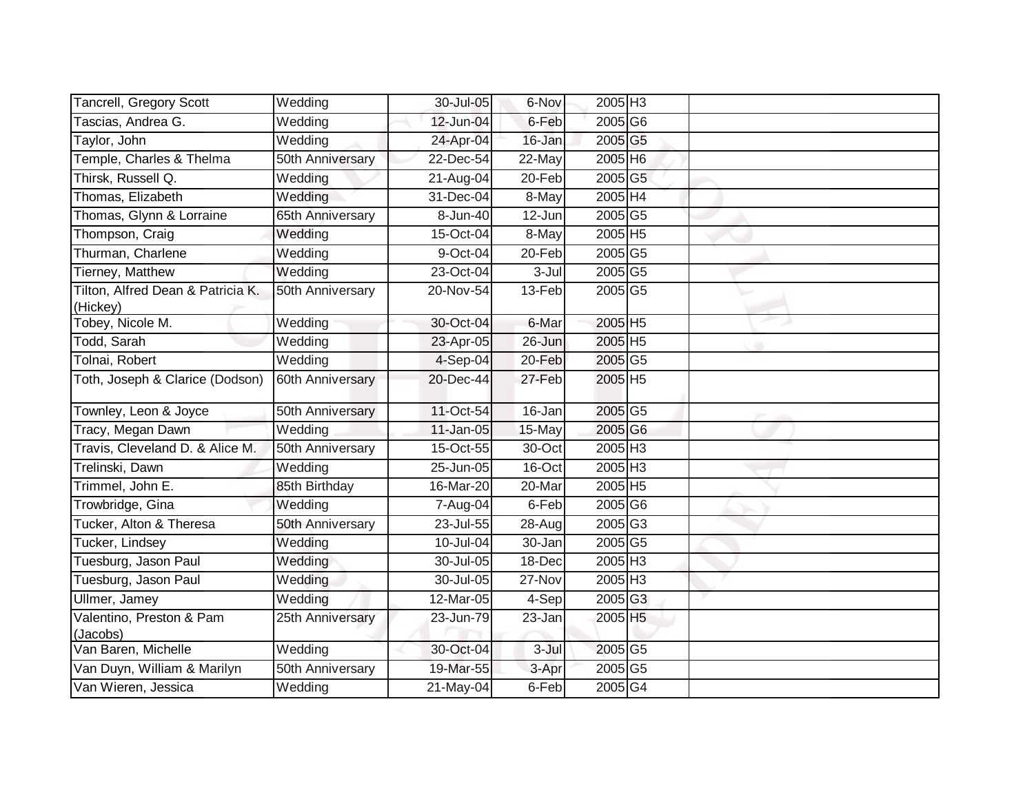| | | | | | | |
|---|---|---|---|---|---|---|
| Tancrell, Gregory Scott | Wedding | 30-Jul-05 | 6-Nov | 2005 | H3 | |
| Tascias, Andrea G. | Wedding | 12-Jun-04 | 6-Feb | 2005 | G6 | |
| Taylor, John | Wedding | 24-Apr-04 | 16-Jan | 2005 | G5 | |
| Temple, Charles & Thelma | 50th Anniversary | 22-Dec-54 | 22-May | 2005 | H6 | |
| Thirsk, Russell Q. | Wedding | 21-Aug-04 | 20-Feb | 2005 | G5 | |
| Thomas, Elizabeth | Wedding | 31-Dec-04 | 8-May | 2005 | H4 | |
| Thomas, Glynn & Lorraine | 65th Anniversary | 8-Jun-40 | 12-Jun | 2005 | G5 | |
| Thompson, Craig | Wedding | 15-Oct-04 | 8-May | 2005 | H5 | |
| Thurman, Charlene | Wedding | 9-Oct-04 | 20-Feb | 2005 | G5 | |
| Tierney, Matthew | Wedding | 23-Oct-04 | 3-Jul | 2005 | G5 | |
| Tilton, Alfred Dean & Patricia K. (Hickey) | 50th Anniversary | 20-Nov-54 | 13-Feb | 2005 | G5 | |
| Tobey, Nicole M. | Wedding | 30-Oct-04 | 6-Mar | 2005 | H5 | |
| Todd, Sarah | Wedding | 23-Apr-05 | 26-Jun | 2005 | H5 | |
| Tolnai, Robert | Wedding | 4-Sep-04 | 20-Feb | 2005 | G5 | |
| Toth, Joseph & Clarice (Dodson) | 60th Anniversary | 20-Dec-44 | 27-Feb | 2005 | H5 | |
| Townley, Leon & Joyce | 50th Anniversary | 11-Oct-54 | 16-Jan | 2005 | G5 | |
| Tracy, Megan Dawn | Wedding | 11-Jan-05 | 15-May | 2005 | G6 | |
| Travis, Cleveland D. & Alice M. | 50th Anniversary | 15-Oct-55 | 30-Oct | 2005 | H3 | |
| Trelinski, Dawn | Wedding | 25-Jun-05 | 16-Oct | 2005 | H3 | |
| Trimmel, John E. | 85th Birthday | 16-Mar-20 | 20-Mar | 2005 | H5 | |
| Trowbridge, Gina | Wedding | 7-Aug-04 | 6-Feb | 2005 | G6 | |
| Tucker, Alton & Theresa | 50th Anniversary | 23-Jul-55 | 28-Aug | 2005 | G3 | |
| Tucker, Lindsey | Wedding | 10-Jul-04 | 30-Jan | 2005 | G5 | |
| Tuesburg, Jason Paul | Wedding | 30-Jul-05 | 18-Dec | 2005 | H3 | |
| Tuesburg, Jason Paul | Wedding | 30-Jul-05 | 27-Nov | 2005 | H3 | |
| Ullmer, Jamey | Wedding | 12-Mar-05 | 4-Sep | 2005 | G3 | |
| Valentino, Preston & Pam (Jacobs) | 25th Anniversary | 23-Jun-79 | 23-Jan | 2005 | H5 | |
| Van Baren, Michelle | Wedding | 30-Oct-04 | 3-Jul | 2005 | G5 | |
| Van Duyn, William & Marilyn | 50th Anniversary | 19-Mar-55 | 3-Apr | 2005 | G5 | |
| Van Wieren, Jessica | Wedding | 21-May-04 | 6-Feb | 2005 | G4 | |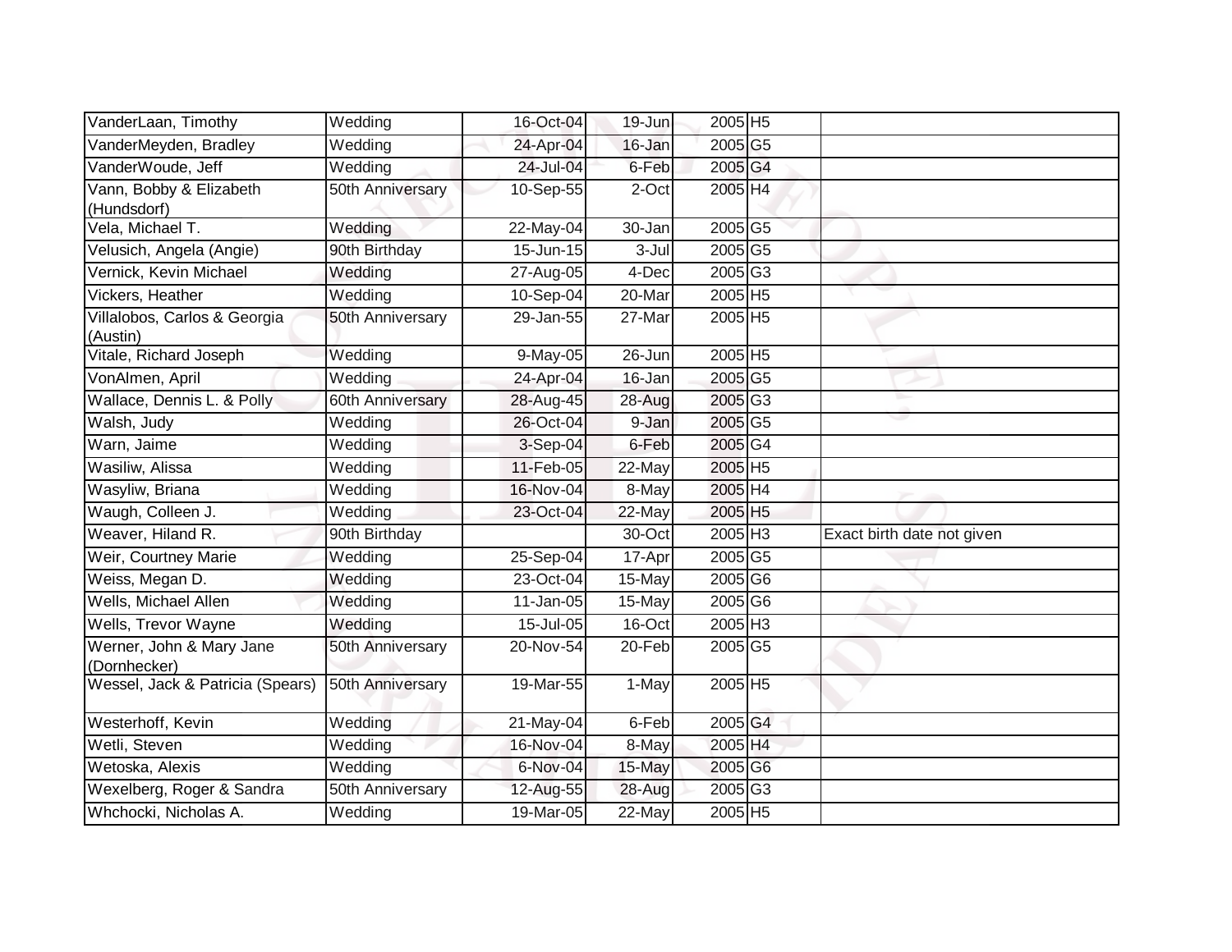| | | | | | | |
|---|---|---|---|---|---|---|
| VanderLaan, Timothy | Wedding | 16-Oct-04 | 19-Jun | 2005 | H5 | |
| VanderMeyden, Bradley | Wedding | 24-Apr-04 | 16-Jan | 2005 | G5 | |
| VanderWoude, Jeff | Wedding | 24-Jul-04 | 6-Feb | 2005 | G4 | |
| Vann, Bobby & Elizabeth (Hundsdorf) | 50th Anniversary | 10-Sep-55 | 2-Oct | 2005 | H4 | |
| Vela, Michael T. | Wedding | 22-May-04 | 30-Jan | 2005 | G5 | |
| Velusich, Angela (Angie) | 90th Birthday | 15-Jun-15 | 3-Jul | 2005 | G5 | |
| Vernick, Kevin Michael | Wedding | 27-Aug-05 | 4-Dec | 2005 | G3 | |
| Vickers, Heather | Wedding | 10-Sep-04 | 20-Mar | 2005 | H5 | |
| Villalobos, Carlos & Georgia (Austin) | 50th Anniversary | 29-Jan-55 | 27-Mar | 2005 | H5 | |
| Vitale, Richard Joseph | Wedding | 9-May-05 | 26-Jun | 2005 | H5 | |
| VonAlmen, April | Wedding | 24-Apr-04 | 16-Jan | 2005 | G5 | |
| Wallace, Dennis L. & Polly | 60th Anniversary | 28-Aug-45 | 28-Aug | 2005 | G3 | |
| Walsh, Judy | Wedding | 26-Oct-04 | 9-Jan | 2005 | G5 | |
| Warn, Jaime | Wedding | 3-Sep-04 | 6-Feb | 2005 | G4 | |
| Wasiliw, Alissa | Wedding | 11-Feb-05 | 22-May | 2005 | H5 | |
| Wasyliw, Briana | Wedding | 16-Nov-04 | 8-May | 2005 | H4 | |
| Waugh, Colleen J. | Wedding | 23-Oct-04 | 22-May | 2005 | H5 | |
| Weaver, Hiland R. | 90th Birthday | | 30-Oct | 2005 | H3 | Exact birth date not given |
| Weir, Courtney Marie | Wedding | 25-Sep-04 | 17-Apr | 2005 | G5 | |
| Weiss, Megan D. | Wedding | 23-Oct-04 | 15-May | 2005 | G6 | |
| Wells, Michael Allen | Wedding | 11-Jan-05 | 15-May | 2005 | G6 | |
| Wells, Trevor Wayne | Wedding | 15-Jul-05 | 16-Oct | 2005 | H3 | |
| Werner, John & Mary Jane (Dornhecker) | 50th Anniversary | 20-Nov-54 | 20-Feb | 2005 | G5 | |
| Wessel, Jack & Patricia (Spears) | 50th Anniversary | 19-Mar-55 | 1-May | 2005 | H5 | |
| Westerhoff, Kevin | Wedding | 21-May-04 | 6-Feb | 2005 | G4 | |
| Wetli, Steven | Wedding | 16-Nov-04 | 8-May | 2005 | H4 | |
| Wetoska, Alexis | Wedding | 6-Nov-04 | 15-May | 2005 | G6 | |
| Wexelberg, Roger & Sandra | 50th Anniversary | 12-Aug-55 | 28-Aug | 2005 | G3 | |
| Whchocki, Nicholas A. | Wedding | 19-Mar-05 | 22-May | 2005 | H5 | |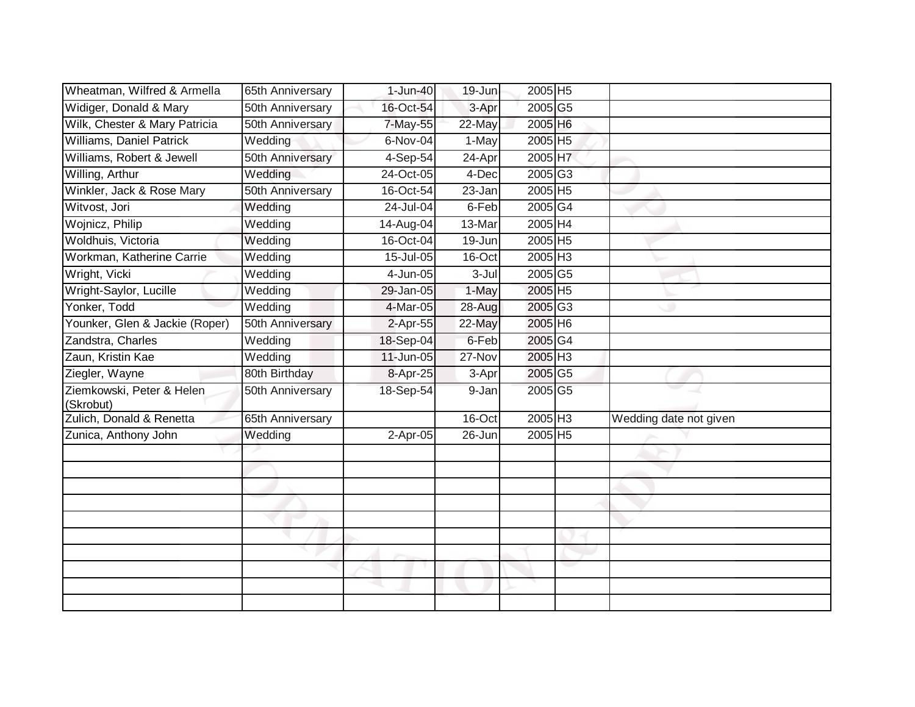| | | | | | | |
|---|---|---|---|---|---|---|
| Wheatman, Wilfred & Armella | 65th Anniversary | 1-Jun-40 | 19-Jun | 2005 | H5 | |
| Widiger, Donald & Mary | 50th Anniversary | 16-Oct-54 | 3-Apr | 2005 | G5 | |
| Wilk, Chester & Mary Patricia | 50th Anniversary | 7-May-55 | 22-May | 2005 | H6 | |
| Williams, Daniel Patrick | Wedding | 6-Nov-04 | 1-May | 2005 | H5 | |
| Williams, Robert & Jewell | 50th Anniversary | 4-Sep-54 | 24-Apr | 2005 | H7 | |
| Willing, Arthur | Wedding | 24-Oct-05 | 4-Dec | 2005 | G3 | |
| Winkler, Jack & Rose Mary | 50th Anniversary | 16-Oct-54 | 23-Jan | 2005 | H5 | |
| Witvost, Jori | Wedding | 24-Jul-04 | 6-Feb | 2005 | G4 | |
| Wojnicz, Philip | Wedding | 14-Aug-04 | 13-Mar | 2005 | H4 | |
| Woldhuis, Victoria | Wedding | 16-Oct-04 | 19-Jun | 2005 | H5 | |
| Workman, Katherine Carrie | Wedding | 15-Jul-05 | 16-Oct | 2005 | H3 | |
| Wright, Vicki | Wedding | 4-Jun-05 | 3-Jul | 2005 | G5 | |
| Wright-Saylor, Lucille | Wedding | 29-Jan-05 | 1-May | 2005 | H5 | |
| Yonker, Todd | Wedding | 4-Mar-05 | 28-Aug | 2005 | G3 | |
| Younker, Glen & Jackie (Roper) | 50th Anniversary | 2-Apr-55 | 22-May | 2005 | H6 | |
| Zandstra, Charles | Wedding | 18-Sep-04 | 6-Feb | 2005 | G4 | |
| Zaun, Kristin Kae | Wedding | 11-Jun-05 | 27-Nov | 2005 | H3 | |
| Ziegler, Wayne | 80th Birthday | 8-Apr-25 | 3-Apr | 2005 | G5 | |
| Ziemkowski, Peter & Helen (Skrobut) | 50th Anniversary | 18-Sep-54 | 9-Jan | 2005 | G5 | |
| Zulich, Donald & Renetta | 65th Anniversary | | 16-Oct | 2005 | H3 | Wedding date not given |
| Zunica, Anthony John | Wedding | 2-Apr-05 | 26-Jun | 2005 | H5 | |
| | | | | | | |
| | | | | | | |
| | | | | | | |
| | | | | | | |
| | | | | | | |
| | | | | | | |
| | | | | | | |
| | | | | | | |
| | | | | | | |
| | | | | | | |